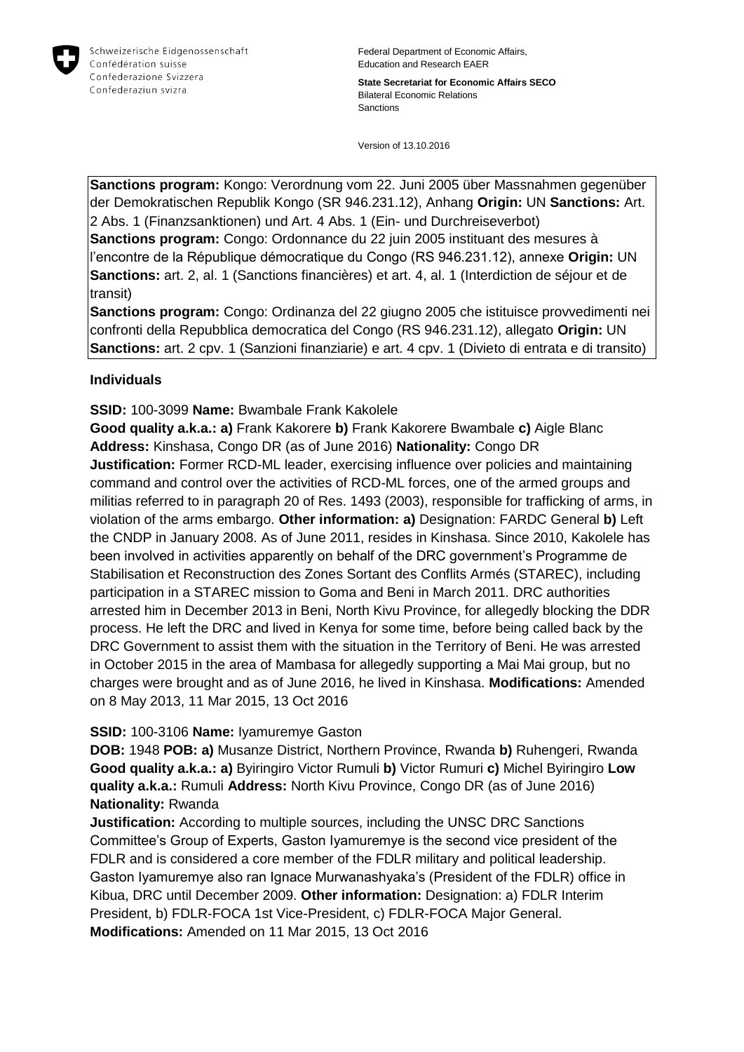Schweizerische Eidgenossenschaft
Confédération suisse
Confederazione Svizzera
Confederaziun svizra

Federal Department of Economic Affairs, Education and Research EAER

**State Secretariat for Economic Affairs SECO**
Bilateral Economic Relations
Sanctions

Version of 13.10.2016

**Sanctions program:** Kongo: Verordnung vom 22. Juni 2005 über Massnahmen gegenüber der Demokratischen Republik Kongo (SR 946.231.12), Anhang **Origin:** UN **Sanctions:** Art. 2 Abs. 1 (Finanzsanktionen) und Art. 4 Abs. 1 (Ein- und Durchreiseverbot)
**Sanctions program:** Congo: Ordonnance du 22 juin 2005 instituant des mesures à l'encontre de la République démocratique du Congo (RS 946.231.12), annexe **Origin:** UN **Sanctions:** art. 2, al. 1 (Sanctions financières) et art. 4, al. 1 (Interdiction de séjour et de transit)
**Sanctions program:** Congo: Ordinanza del 22 giugno 2005 che istituisce provvedimenti nei confronti della Repubblica democratica del Congo (RS 946.231.12), allegato **Origin:** UN **Sanctions:** art. 2 cpv. 1 (Sanzioni finanziarie) e art. 4 cpv. 1 (Divieto di entrata e di transito)

**Individuals**

**SSID:** 100-3099 **Name:** Bwambale Frank Kakolele
**Good quality a.k.a.: a)** Frank Kakorere **b)** Frank Kakorere Bwambale **c)** Aigle Blanc
**Address:** Kinshasa, Congo DR (as of June 2016) **Nationality:** Congo DR
**Justification:** Former RCD-ML leader, exercising influence over policies and maintaining command and control over the activities of RCD-ML forces, one of the armed groups and militias referred to in paragraph 20 of Res. 1493 (2003), responsible for trafficking of arms, in violation of the arms embargo. **Other information: a)** Designation: FARDC General **b)** Left the CNDP in January 2008. As of June 2011, resides in Kinshasa. Since 2010, Kakolele has been involved in activities apparently on behalf of the DRC government's Programme de Stabilisation et Reconstruction des Zones Sortant des Conflits Armés (STAREC), including participation in a STAREC mission to Goma and Beni in March 2011. DRC authorities arrested him in December 2013 in Beni, North Kivu Province, for allegedly blocking the DDR process. He left the DRC and lived in Kenya for some time, before being called back by the DRC Government to assist them with the situation in the Territory of Beni. He was arrested in October 2015 in the area of Mambasa for allegedly supporting a Mai Mai group, but no charges were brought and as of June 2016, he lived in Kinshasa. **Modifications:** Amended on 8 May 2013, 11 Mar 2015, 13 Oct 2016

**SSID:** 100-3106 **Name:** Iyamuremye Gaston
**DOB:** 1948 **POB: a)** Musanze District, Northern Province, Rwanda **b)** Ruhengeri, Rwanda
**Good quality a.k.a.: a)** Byiringiro Victor Rumuli **b)** Victor Rumuri **c)** Michel Byiringiro **Low quality a.k.a.:** Rumuli **Address:** North Kivu Province, Congo DR (as of June 2016)
**Nationality:** Rwanda
**Justification:** According to multiple sources, including the UNSC DRC Sanctions Committee's Group of Experts, Gaston Iyamuremye is the second vice president of the FDLR and is considered a core member of the FDLR military and political leadership. Gaston Iyamuremye also ran Ignace Murwanashyaka's (President of the FDLR) office in Kibua, DRC until December 2009. **Other information:** Designation: a) FDLR Interim President, b) FDLR-FOCA 1st Vice-President, c) FDLR-FOCA Major General.
**Modifications:** Amended on 11 Mar 2015, 13 Oct 2016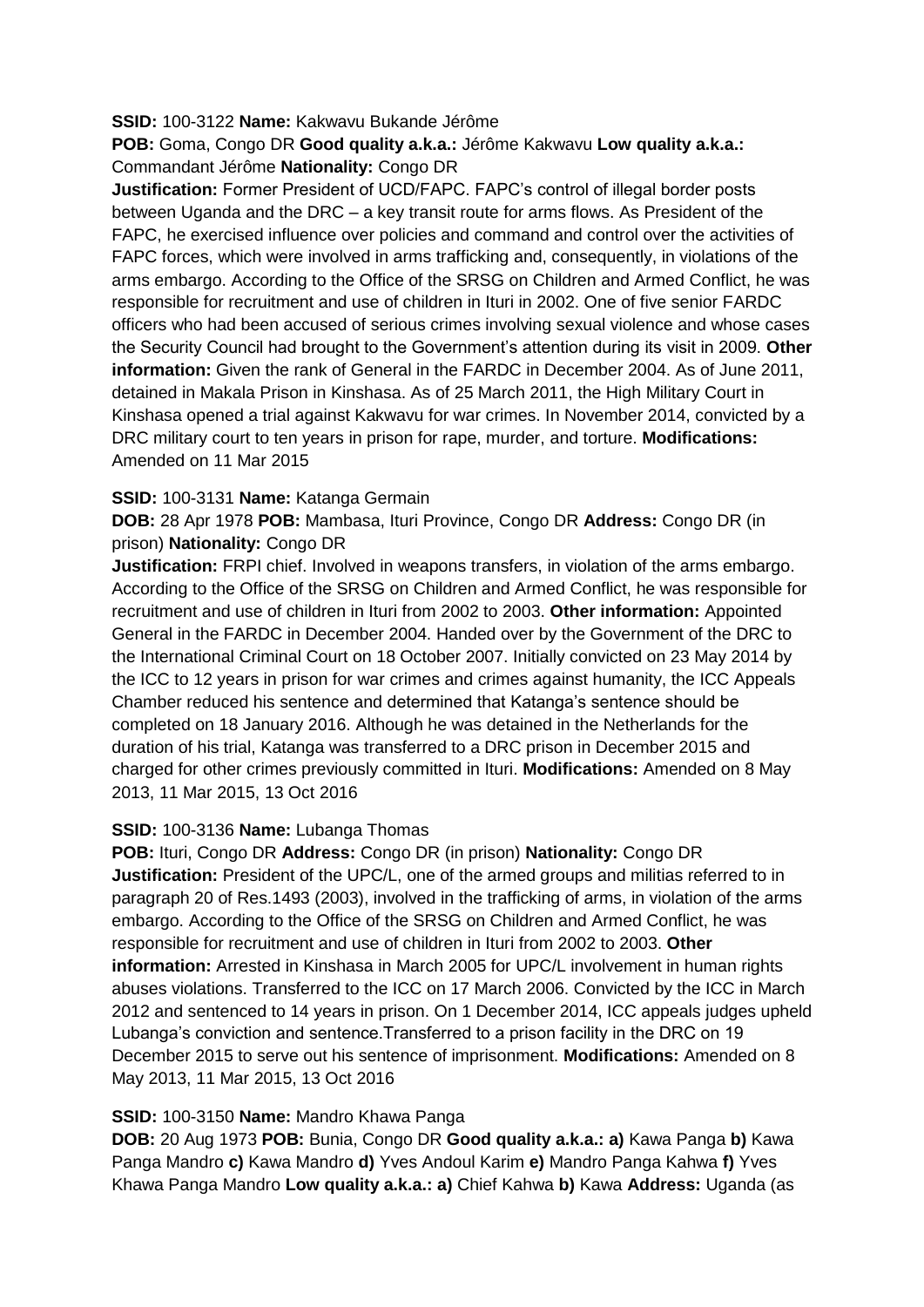**SSID:** 100-3122 **Name:** Kakwavu Bukande Jérôme

**POB:** Goma, Congo DR **Good quality a.k.a.:** Jérôme Kakwavu **Low quality a.k.a.:** Commandant Jérôme **Nationality:** Congo DR

**Justification:** Former President of UCD/FAPC. FAPC's control of illegal border posts between Uganda and the DRC – a key transit route for arms flows. As President of the FAPC, he exercised influence over policies and command and control over the activities of FAPC forces, which were involved in arms trafficking and, consequently, in violations of the arms embargo. According to the Office of the SRSG on Children and Armed Conflict, he was responsible for recruitment and use of children in Ituri in 2002. One of five senior FARDC officers who had been accused of serious crimes involving sexual violence and whose cases the Security Council had brought to the Government's attention during its visit in 2009. **Other information:** Given the rank of General in the FARDC in December 2004. As of June 2011, detained in Makala Prison in Kinshasa. As of 25 March 2011, the High Military Court in Kinshasa opened a trial against Kakwavu for war crimes. In November 2014, convicted by a DRC military court to ten years in prison for rape, murder, and torture. **Modifications:** Amended on 11 Mar 2015

**SSID:** 100-3131 **Name:** Katanga Germain

**DOB:** 28 Apr 1978 **POB:** Mambasa, Ituri Province, Congo DR **Address:** Congo DR (in prison) **Nationality:** Congo DR

**Justification:** FRPI chief. Involved in weapons transfers, in violation of the arms embargo. According to the Office of the SRSG on Children and Armed Conflict, he was responsible for recruitment and use of children in Ituri from 2002 to 2003. **Other information:** Appointed General in the FARDC in December 2004. Handed over by the Government of the DRC to the International Criminal Court on 18 October 2007. Initially convicted on 23 May 2014 by the ICC to 12 years in prison for war crimes and crimes against humanity, the ICC Appeals Chamber reduced his sentence and determined that Katanga's sentence should be completed on 18 January 2016. Although he was detained in the Netherlands for the duration of his trial, Katanga was transferred to a DRC prison in December 2015 and charged for other crimes previously committed in Ituri. **Modifications:** Amended on 8 May 2013, 11 Mar 2015, 13 Oct 2016

**SSID:** 100-3136 **Name:** Lubanga Thomas

**POB:** Ituri, Congo DR **Address:** Congo DR (in prison) **Nationality:** Congo DR

**Justification:** President of the UPC/L, one of the armed groups and militias referred to in paragraph 20 of Res.1493 (2003), involved in the trafficking of arms, in violation of the arms embargo. According to the Office of the SRSG on Children and Armed Conflict, he was responsible for recruitment and use of children in Ituri from 2002 to 2003. **Other information:** Arrested in Kinshasa in March 2005 for UPC/L involvement in human rights abuses violations. Transferred to the ICC on 17 March 2006. Convicted by the ICC in March 2012 and sentenced to 14 years in prison. On 1 December 2014, ICC appeals judges upheld Lubanga's conviction and sentence.Transferred to a prison facility in the DRC on 19 December 2015 to serve out his sentence of imprisonment. **Modifications:** Amended on 8 May 2013, 11 Mar 2015, 13 Oct 2016

**SSID:** 100-3150 **Name:** Mandro Khawa Panga

**DOB:** 20 Aug 1973 **POB:** Bunia, Congo DR **Good quality a.k.a.:** **a)** Kawa Panga **b)** Kawa Panga Mandro **c)** Kawa Mandro **d)** Yves Andoul Karim **e)** Mandro Panga Kahwa **f)** Yves Khawa Panga Mandro **Low quality a.k.a.:** **a)** Chief Kahwa **b)** Kawa **Address:** Uganda (as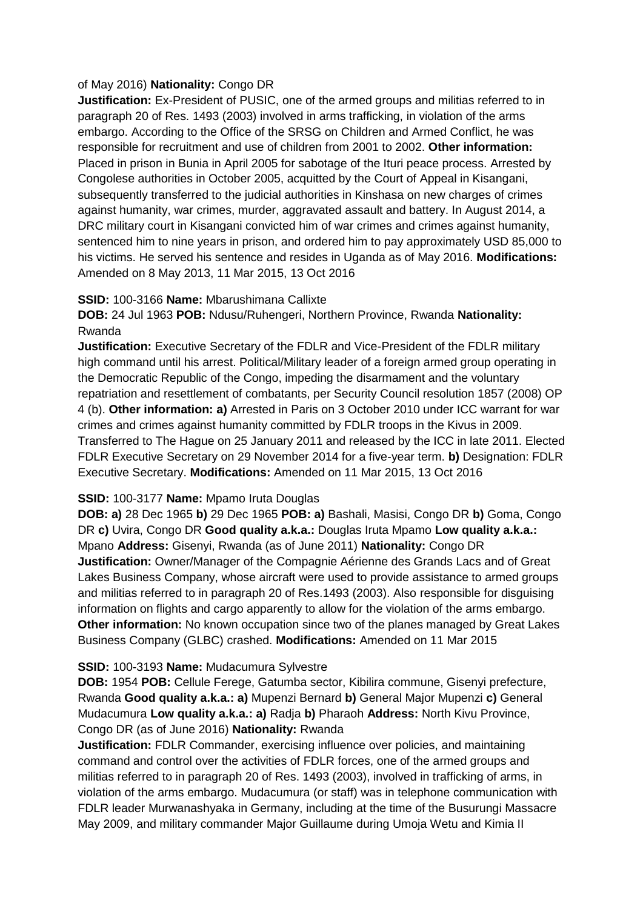of May 2016) **Nationality:** Congo DR
**Justification:** Ex-President of PUSIC, one of the armed groups and militias referred to in paragraph 20 of Res. 1493 (2003) involved in arms trafficking, in violation of the arms embargo. According to the Office of the SRSG on Children and Armed Conflict, he was responsible for recruitment and use of children from 2001 to 2002. **Other information:** Placed in prison in Bunia in April 2005 for sabotage of the Ituri peace process. Arrested by Congolese authorities in October 2005, acquitted by the Court of Appeal in Kisangani, subsequently transferred to the judicial authorities in Kinshasa on new charges of crimes against humanity, war crimes, murder, aggravated assault and battery. In August 2014, a DRC military court in Kisangani convicted him of war crimes and crimes against humanity, sentenced him to nine years in prison, and ordered him to pay approximately USD 85,000 to his victims. He served his sentence and resides in Uganda as of May 2016. **Modifications:** Amended on 8 May 2013, 11 Mar 2015, 13 Oct 2016

**SSID:** 100-3166 **Name:** Mbarushimana Callixte
**DOB:** 24 Jul 1963 **POB:** Ndusu/Ruhengeri, Northern Province, Rwanda **Nationality:** Rwanda
**Justification:** Executive Secretary of the FDLR and Vice-President of the FDLR military high command until his arrest. Political/Military leader of a foreign armed group operating in the Democratic Republic of the Congo, impeding the disarmament and the voluntary repatriation and resettlement of combatants, per Security Council resolution 1857 (2008) OP 4 (b). **Other information: a)** Arrested in Paris on 3 October 2010 under ICC warrant for war crimes and crimes against humanity committed by FDLR troops in the Kivus in 2009. Transferred to The Hague on 25 January 2011 and released by the ICC in late 2011. Elected FDLR Executive Secretary on 29 November 2014 for a five-year term. **b)** Designation: FDLR Executive Secretary. **Modifications:** Amended on 11 Mar 2015, 13 Oct 2016

**SSID:** 100-3177 **Name:** Mpamo Iruta Douglas
**DOB: a)** 28 Dec 1965 **b)** 29 Dec 1965 **POB: a)** Bashali, Masisi, Congo DR **b)** Goma, Congo DR **c)** Uvira, Congo DR **Good quality a.k.a.:** Douglas Iruta Mpamo **Low quality a.k.a.:** Mpano **Address:** Gisenyi, Rwanda (as of June 2011) **Nationality:** Congo DR
**Justification:** Owner/Manager of the Compagnie Aérienne des Grands Lacs and of Great Lakes Business Company, whose aircraft were used to provide assistance to armed groups and militias referred to in paragraph 20 of Res.1493 (2003). Also responsible for disguising information on flights and cargo apparently to allow for the violation of the arms embargo. **Other information:** No known occupation since two of the planes managed by Great Lakes Business Company (GLBC) crashed. **Modifications:** Amended on 11 Mar 2015

**SSID:** 100-3193 **Name:** Mudacumura Sylvestre
**DOB:** 1954 **POB:** Cellule Ferege, Gatumba sector, Kibilira commune, Gisenyi prefecture, Rwanda **Good quality a.k.a.: a)** Mupenzi Bernard **b)** General Major Mupenzi **c)** General Mudacumura **Low quality a.k.a.: a)** Radja **b)** Pharaoh **Address:** North Kivu Province, Congo DR (as of June 2016) **Nationality:** Rwanda
**Justification:** FDLR Commander, exercising influence over policies, and maintaining command and control over the activities of FDLR forces, one of the armed groups and militias referred to in paragraph 20 of Res. 1493 (2003), involved in trafficking of arms, in violation of the arms embargo. Mudacumura (or staff) was in telephone communication with FDLR leader Murwanashyaka in Germany, including at the time of the Busurungi Massacre May 2009, and military commander Major Guillaume during Umoja Wetu and Kimia II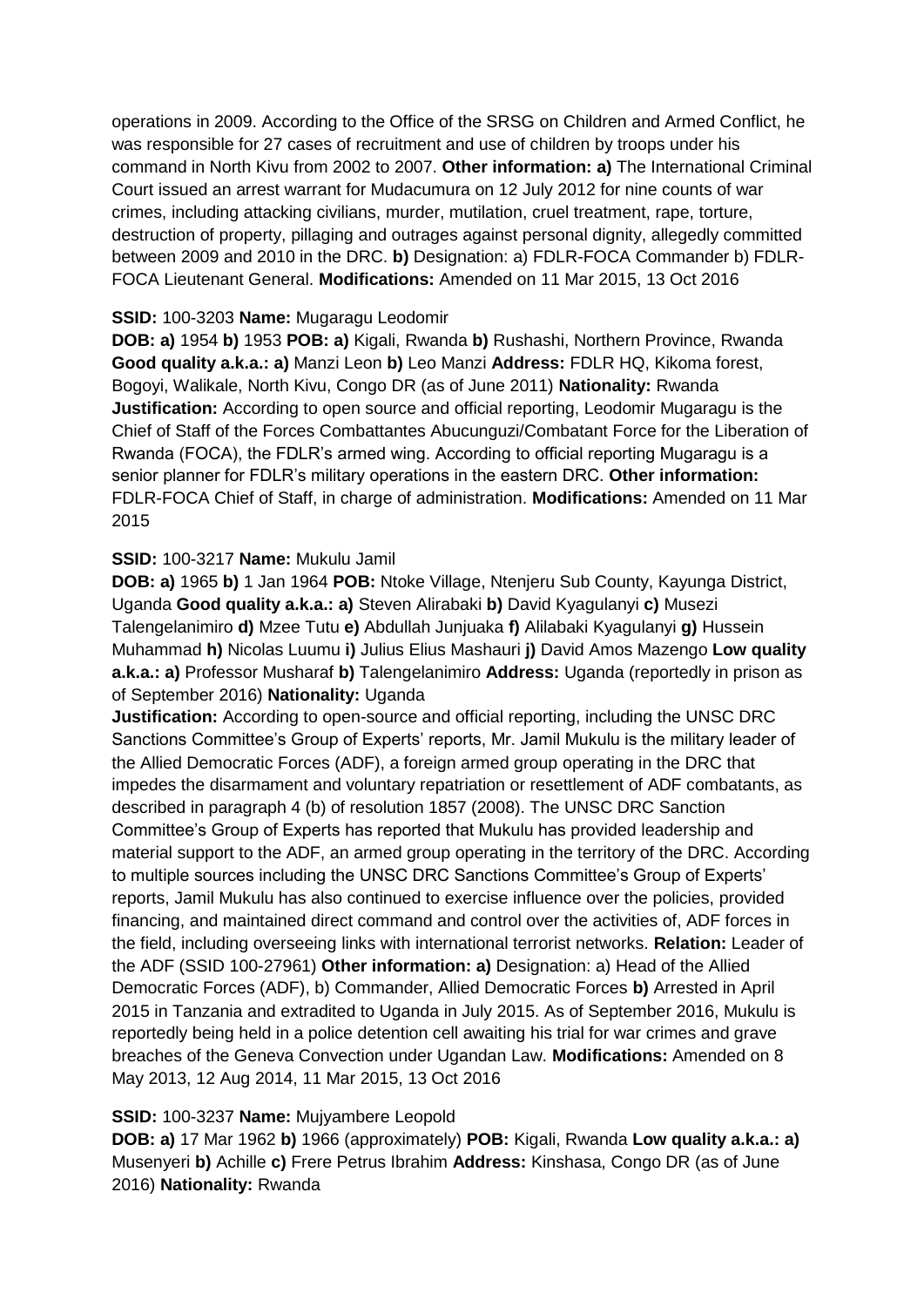operations in 2009. According to the Office of the SRSG on Children and Armed Conflict, he was responsible for 27 cases of recruitment and use of children by troops under his command in North Kivu from 2002 to 2007. **Other information: a)** The International Criminal Court issued an arrest warrant for Mudacumura on 12 July 2012 for nine counts of war crimes, including attacking civilians, murder, mutilation, cruel treatment, rape, torture, destruction of property, pillaging and outrages against personal dignity, allegedly committed between 2009 and 2010 in the DRC. **b)** Designation: a) FDLR-FOCA Commander b) FDLR-FOCA Lieutenant General. **Modifications:** Amended on 11 Mar 2015, 13 Oct 2016

**SSID:** 100-3203 **Name:** Mugaragu Leodomir

**DOB: a)** 1954 **b)** 1953 **POB: a)** Kigali, Rwanda **b)** Rushashi, Northern Province, Rwanda **Good quality a.k.a.: a)** Manzi Leon **b)** Leo Manzi **Address:** FDLR HQ, Kikoma forest, Bogoyi, Walikale, North Kivu, Congo DR (as of June 2011) **Nationality:** Rwanda **Justification:** According to open source and official reporting, Leodomir Mugaragu is the Chief of Staff of the Forces Combattantes Abucunguzi/Combatant Force for the Liberation of Rwanda (FOCA), the FDLR's armed wing. According to official reporting Mugaragu is a senior planner for FDLR's military operations in the eastern DRC. **Other information:** FDLR-FOCA Chief of Staff, in charge of administration. **Modifications:** Amended on 11 Mar 2015

**SSID:** 100-3217 **Name:** Mukulu Jamil

**DOB: a)** 1965 **b)** 1 Jan 1964 **POB:** Ntoke Village, Ntenjeru Sub County, Kayunga District, Uganda **Good quality a.k.a.: a)** Steven Alirabaki **b)** David Kyagulanyi **c)** Musezi Talengelanimiro **d)** Mzee Tutu **e)** Abdullah Junjuaka **f)** Alilabaki Kyagulanyi **g)** Hussein Muhammad **h)** Nicolas Luumu **i)** Julius Elius Mashauri **j)** David Amos Mazengo **Low quality a.k.a.: a)** Professor Musharaf **b)** Talengelanimiro **Address:** Uganda (reportedly in prison as of September 2016) **Nationality:** Uganda

**Justification:** According to open-source and official reporting, including the UNSC DRC Sanctions Committee's Group of Experts' reports, Mr. Jamil Mukulu is the military leader of the Allied Democratic Forces (ADF), a foreign armed group operating in the DRC that impedes the disarmament and voluntary repatriation or resettlement of ADF combatants, as described in paragraph 4 (b) of resolution 1857 (2008). The UNSC DRC Sanction Committee's Group of Experts has reported that Mukulu has provided leadership and material support to the ADF, an armed group operating in the territory of the DRC. According to multiple sources including the UNSC DRC Sanctions Committee's Group of Experts' reports, Jamil Mukulu has also continued to exercise influence over the policies, provided financing, and maintained direct command and control over the activities of, ADF forces in the field, including overseeing links with international terrorist networks. **Relation:** Leader of the ADF (SSID 100-27961) **Other information: a)** Designation: a) Head of the Allied Democratic Forces (ADF), b) Commander, Allied Democratic Forces **b)** Arrested in April 2015 in Tanzania and extradited to Uganda in July 2015. As of September 2016, Mukulu is reportedly being held in a police detention cell awaiting his trial for war crimes and grave breaches of the Geneva Convection under Ugandan Law. **Modifications:** Amended on 8 May 2013, 12 Aug 2014, 11 Mar 2015, 13 Oct 2016

**SSID:** 100-3237 **Name:** Mujyambere Leopold

**DOB: a)** 17 Mar 1962 **b)** 1966 (approximately) **POB:** Kigali, Rwanda **Low quality a.k.a.: a)** Musenyeri **b)** Achille **c)** Frere Petrus Ibrahim **Address:** Kinshasa, Congo DR (as of June 2016) **Nationality:** Rwanda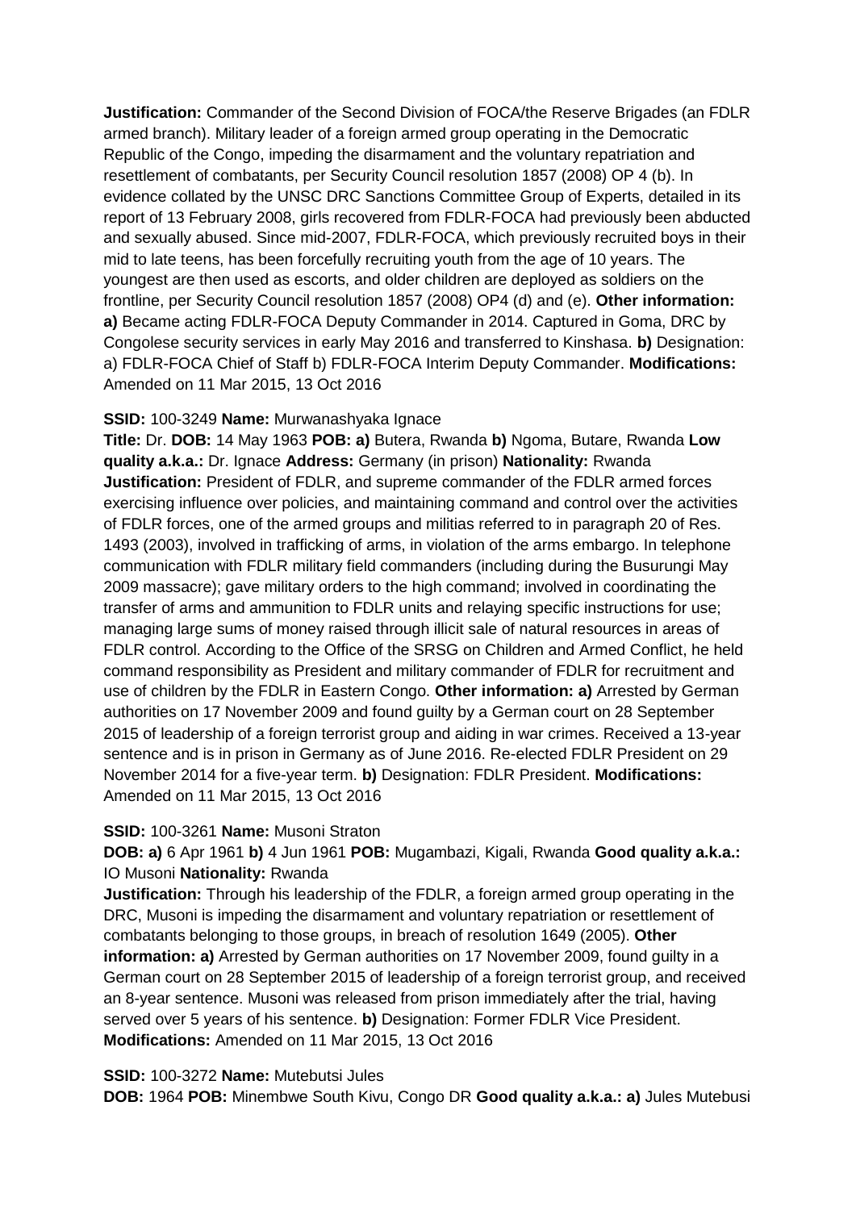**Justification:** Commander of the Second Division of FOCA/the Reserve Brigades (an FDLR armed branch). Military leader of a foreign armed group operating in the Democratic Republic of the Congo, impeding the disarmament and the voluntary repatriation and resettlement of combatants, per Security Council resolution 1857 (2008) OP 4 (b). In evidence collated by the UNSC DRC Sanctions Committee Group of Experts, detailed in its report of 13 February 2008, girls recovered from FDLR-FOCA had previously been abducted and sexually abused. Since mid-2007, FDLR-FOCA, which previously recruited boys in their mid to late teens, has been forcefully recruiting youth from the age of 10 years. The youngest are then used as escorts, and older children are deployed as soldiers on the frontline, per Security Council resolution 1857 (2008) OP4 (d) and (e). **Other information: a)** Became acting FDLR-FOCA Deputy Commander in 2014. Captured in Goma, DRC by Congolese security services in early May 2016 and transferred to Kinshasa. **b)** Designation: a) FDLR-FOCA Chief of Staff b) FDLR-FOCA Interim Deputy Commander. **Modifications:** Amended on 11 Mar 2015, 13 Oct 2016

**SSID:** 100-3249 **Name:** Murwanashyaka Ignace
**Title:** Dr. **DOB:** 14 May 1963 **POB: a)** Butera, Rwanda **b)** Ngoma, Butare, Rwanda **Low quality a.k.a.:** Dr. Ignace **Address:** Germany (in prison) **Nationality:** Rwanda
**Justification:** President of FDLR, and supreme commander of the FDLR armed forces exercising influence over policies, and maintaining command and control over the activities of FDLR forces, one of the armed groups and militias referred to in paragraph 20 of Res. 1493 (2003), involved in trafficking of arms, in violation of the arms embargo. In telephone communication with FDLR military field commanders (including during the Busurungi May 2009 massacre); gave military orders to the high command; involved in coordinating the transfer of arms and ammunition to FDLR units and relaying specific instructions for use; managing large sums of money raised through illicit sale of natural resources in areas of FDLR control. According to the Office of the SRSG on Children and Armed Conflict, he held command responsibility as President and military commander of FDLR for recruitment and use of children by the FDLR in Eastern Congo. **Other information: a)** Arrested by German authorities on 17 November 2009 and found guilty by a German court on 28 September 2015 of leadership of a foreign terrorist group and aiding in war crimes. Received a 13-year sentence and is in prison in Germany as of June 2016. Re-elected FDLR President on 29 November 2014 for a five-year term. **b)** Designation: FDLR President. **Modifications:** Amended on 11 Mar 2015, 13 Oct 2016

**SSID:** 100-3261 **Name:** Musoni Straton
**DOB: a)** 6 Apr 1961 **b)** 4 Jun 1961 **POB:** Mugambazi, Kigali, Rwanda **Good quality a.k.a.:** IO Musoni **Nationality:** Rwanda
**Justification:** Through his leadership of the FDLR, a foreign armed group operating in the DRC, Musoni is impeding the disarmament and voluntary repatriation or resettlement of combatants belonging to those groups, in breach of resolution 1649 (2005). **Other information: a)** Arrested by German authorities on 17 November 2009, found guilty in a German court on 28 September 2015 of leadership of a foreign terrorist group, and received an 8-year sentence. Musoni was released from prison immediately after the trial, having served over 5 years of his sentence. **b)** Designation: Former FDLR Vice President. **Modifications:** Amended on 11 Mar 2015, 13 Oct 2016

**SSID:** 100-3272 **Name:** Mutebutsi Jules
**DOB:** 1964 **POB:** Minembwe South Kivu, Congo DR **Good quality a.k.a.: a)** Jules Mutebusi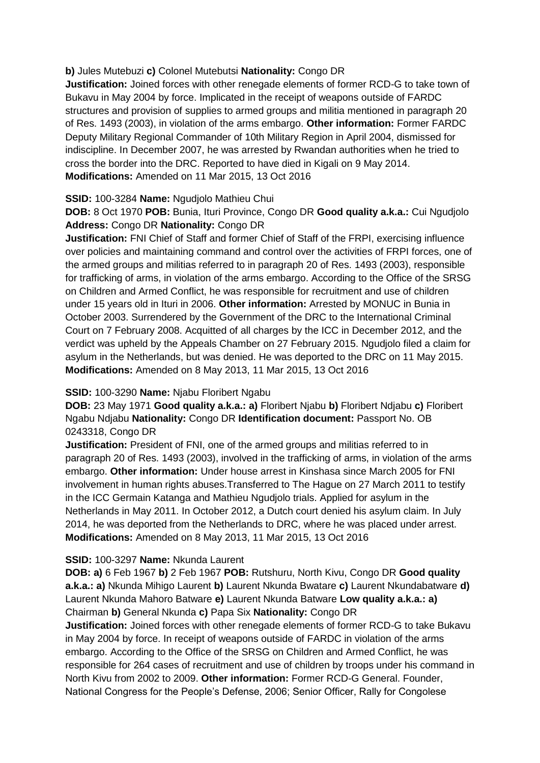**b)** Jules Mutebuzi **c)** Colonel Mutebutsi **Nationality:** Congo DR
**Justification:** Joined forces with other renegade elements of former RCD-G to take town of Bukavu in May 2004 by force. Implicated in the receipt of weapons outside of FARDC structures and provision of supplies to armed groups and militia mentioned in paragraph 20 of Res. 1493 (2003), in violation of the arms embargo. **Other information:** Former FARDC Deputy Military Regional Commander of 10th Military Region in April 2004, dismissed for indiscipline. In December 2007, he was arrested by Rwandan authorities when he tried to cross the border into the DRC. Reported to have died in Kigali on 9 May 2014.
**Modifications:** Amended on 11 Mar 2015, 13 Oct 2016

**SSID:** 100-3284 **Name:** Ngudjolo Mathieu Chui
**DOB:** 8 Oct 1970 **POB:** Bunia, Ituri Province, Congo DR **Good quality a.k.a.:** Cui Ngudjolo **Address:** Congo DR **Nationality:** Congo DR
**Justification:** FNI Chief of Staff and former Chief of Staff of the FRPI, exercising influence over policies and maintaining command and control over the activities of FRPI forces, one of the armed groups and militias referred to in paragraph 20 of Res. 1493 (2003), responsible for trafficking of arms, in violation of the arms embargo. According to the Office of the SRSG on Children and Armed Conflict, he was responsible for recruitment and use of children under 15 years old in Ituri in 2006. **Other information:** Arrested by MONUC in Bunia in October 2003. Surrendered by the Government of the DRC to the International Criminal Court on 7 February 2008. Acquitted of all charges by the ICC in December 2012, and the verdict was upheld by the Appeals Chamber on 27 February 2015. Ngudjolo filed a claim for asylum in the Netherlands, but was denied. He was deported to the DRC on 11 May 2015.
**Modifications:** Amended on 8 May 2013, 11 Mar 2015, 13 Oct 2016

**SSID:** 100-3290 **Name:** Njabu Floribert Ngabu
**DOB:** 23 May 1971 **Good quality a.k.a.: a)** Floribert Njabu **b)** Floribert Ndjabu **c)** Floribert Ngabu Ndjabu **Nationality:** Congo DR **Identification document:** Passport No. OB 0243318, Congo DR
**Justification:** President of FNI, one of the armed groups and militias referred to in paragraph 20 of Res. 1493 (2003), involved in the trafficking of arms, in violation of the arms embargo. **Other information:** Under house arrest in Kinshasa since March 2005 for FNI involvement in human rights abuses.Transferred to The Hague on 27 March 2011 to testify in the ICC Germain Katanga and Mathieu Ngudjolo trials. Applied for asylum in the Netherlands in May 2011. In October 2012, a Dutch court denied his asylum claim. In July 2014, he was deported from the Netherlands to DRC, where he was placed under arrest.
**Modifications:** Amended on 8 May 2013, 11 Mar 2015, 13 Oct 2016

**SSID:** 100-3297 **Name:** Nkunda Laurent
**DOB: a)** 6 Feb 1967 **b)** 2 Feb 1967 **POB:** Rutshuru, North Kivu, Congo DR **Good quality a.k.a.: a)** Nkunda Mihigo Laurent **b)** Laurent Nkunda Bwatare **c)** Laurent Nkundabatware **d)** Laurent Nkunda Mahoro Batware **e)** Laurent Nkunda Batware **Low quality a.k.a.: a)** Chairman **b)** General Nkunda **c)** Papa Six **Nationality:** Congo DR
**Justification:** Joined forces with other renegade elements of former RCD-G to take Bukavu in May 2004 by force. In receipt of weapons outside of FARDC in violation of the arms embargo. According to the Office of the SRSG on Children and Armed Conflict, he was responsible for 264 cases of recruitment and use of children by troops under his command in North Kivu from 2002 to 2009. **Other information:** Former RCD-G General. Founder, National Congress for the People's Defense, 2006; Senior Officer, Rally for Congolese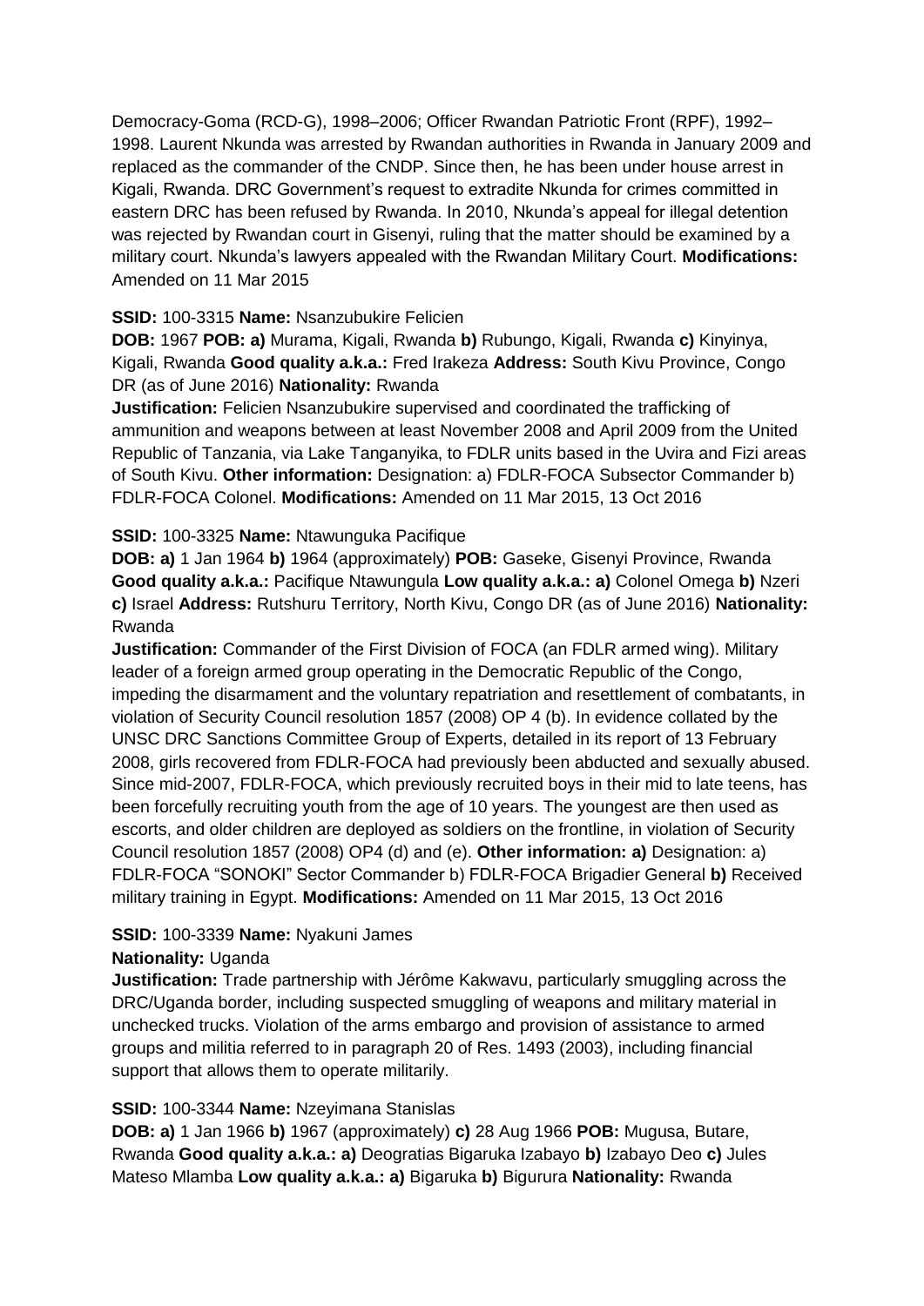Democracy-Goma (RCD-G), 1998–2006; Officer Rwandan Patriotic Front (RPF), 1992–1998. Laurent Nkunda was arrested by Rwandan authorities in Rwanda in January 2009 and replaced as the commander of the CNDP. Since then, he has been under house arrest in Kigali, Rwanda. DRC Government's request to extradite Nkunda for crimes committed in eastern DRC has been refused by Rwanda. In 2010, Nkunda's appeal for illegal detention was rejected by Rwandan court in Gisenyi, ruling that the matter should be examined by a military court. Nkunda's lawyers appealed with the Rwandan Military Court. **Modifications:** Amended on 11 Mar 2015

**SSID:** 100-3315 **Name:** Nsanzubukire Felicien

**DOB:** 1967 **POB: a)** Murama, Kigali, Rwanda **b)** Rubungo, Kigali, Rwanda **c)** Kinyinya, Kigali, Rwanda **Good quality a.k.a.:** Fred Irakeza **Address:** South Kivu Province, Congo DR (as of June 2016) **Nationality:** Rwanda

**Justification:** Felicien Nsanzubukire supervised and coordinated the trafficking of ammunition and weapons between at least November 2008 and April 2009 from the United Republic of Tanzania, via Lake Tanganyika, to FDLR units based in the Uvira and Fizi areas of South Kivu. **Other information:** Designation: a) FDLR-FOCA Subsector Commander b) FDLR-FOCA Colonel. **Modifications:** Amended on 11 Mar 2015, 13 Oct 2016

**SSID:** 100-3325 **Name:** Ntawunguka Pacifique

**DOB: a)** 1 Jan 1964 **b)** 1964 (approximately) **POB:** Gaseke, Gisenyi Province, Rwanda **Good quality a.k.a.:** Pacifique Ntawungula **Low quality a.k.a.: a)** Colonel Omega **b)** Nzeri **c)** Israel **Address:** Rutshuru Territory, North Kivu, Congo DR (as of June 2016) **Nationality:** Rwanda

**Justification:** Commander of the First Division of FOCA (an FDLR armed wing). Military leader of a foreign armed group operating in the Democratic Republic of the Congo, impeding the disarmament and the voluntary repatriation and resettlement of combatants, in violation of Security Council resolution 1857 (2008) OP 4 (b). In evidence collated by the UNSC DRC Sanctions Committee Group of Experts, detailed in its report of 13 February 2008, girls recovered from FDLR-FOCA had previously been abducted and sexually abused. Since mid-2007, FDLR-FOCA, which previously recruited boys in their mid to late teens, has been forcefully recruiting youth from the age of 10 years. The youngest are then used as escorts, and older children are deployed as soldiers on the frontline, in violation of Security Council resolution 1857 (2008) OP4 (d) and (e). **Other information: a)** Designation: a) FDLR-FOCA "SONOKI" Sector Commander b) FDLR-FOCA Brigadier General **b)** Received military training in Egypt. **Modifications:** Amended on 11 Mar 2015, 13 Oct 2016

**SSID:** 100-3339 **Name:** Nyakuni James

**Nationality:** Uganda

**Justification:** Trade partnership with Jérôme Kakwavu, particularly smuggling across the DRC/Uganda border, including suspected smuggling of weapons and military material in unchecked trucks. Violation of the arms embargo and provision of assistance to armed groups and militia referred to in paragraph 20 of Res. 1493 (2003), including financial support that allows them to operate militarily.

**SSID:** 100-3344 **Name:** Nzeyimana Stanislas

**DOB: a)** 1 Jan 1966 **b)** 1967 (approximately) **c)** 28 Aug 1966 **POB:** Mugusa, Butare, Rwanda **Good quality a.k.a.: a)** Deogratias Bigaruka Izabayo **b)** Izabayo Deo **c)** Jules Mateso Mlamba **Low quality a.k.a.: a)** Bigaruka **b)** Bigurura **Nationality:** Rwanda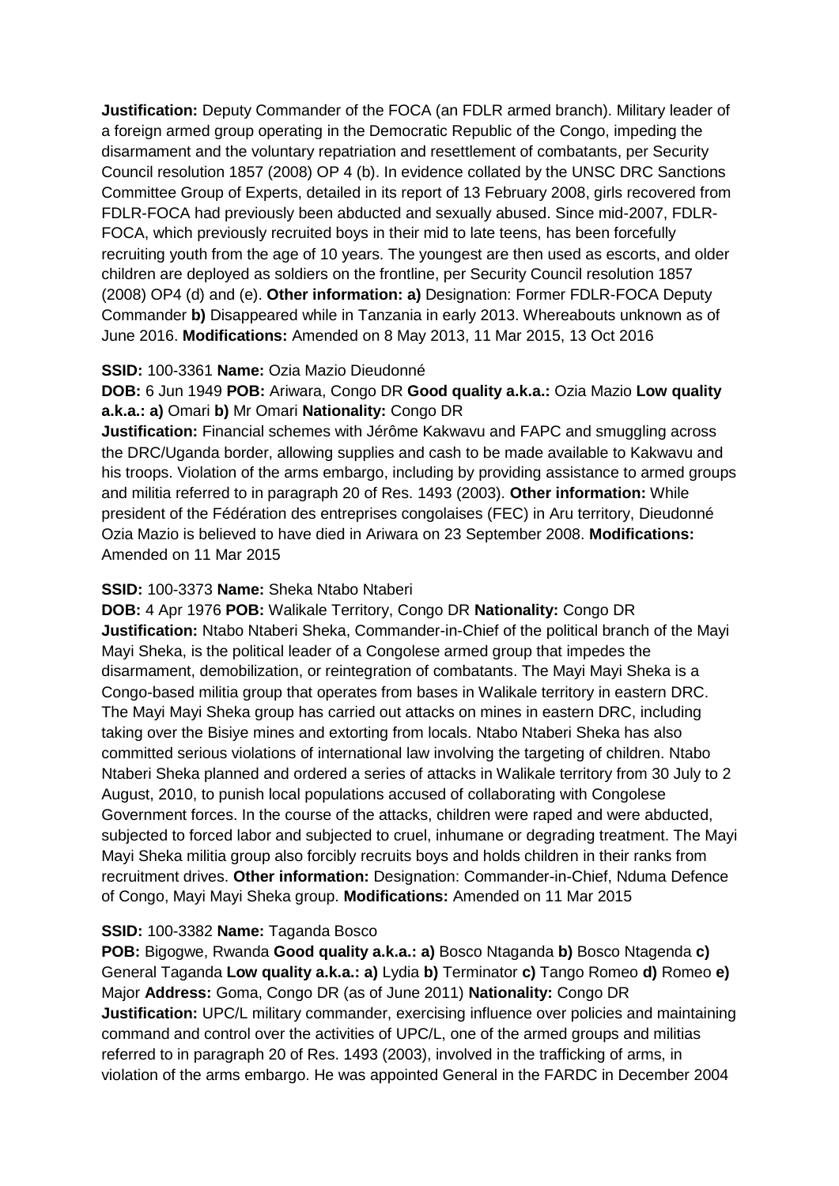**Justification:** Deputy Commander of the FOCA (an FDLR armed branch). Military leader of a foreign armed group operating in the Democratic Republic of the Congo, impeding the disarmament and the voluntary repatriation and resettlement of combatants, per Security Council resolution 1857 (2008) OP 4 (b). In evidence collated by the UNSC DRC Sanctions Committee Group of Experts, detailed in its report of 13 February 2008, girls recovered from FDLR-FOCA had previously been abducted and sexually abused. Since mid-2007, FDLR-FOCA, which previously recruited boys in their mid to late teens, has been forcefully recruiting youth from the age of 10 years. The youngest are then used as escorts, and older children are deployed as soldiers on the frontline, per Security Council resolution 1857 (2008) OP4 (d) and (e). **Other information: a)** Designation: Former FDLR-FOCA Deputy Commander **b)** Disappeared while in Tanzania in early 2013. Whereabouts unknown as of June 2016. **Modifications:** Amended on 8 May 2013, 11 Mar 2015, 13 Oct 2016

**SSID:** 100-3361 **Name:** Ozia Mazio Dieudonné

**DOB:** 6 Jun 1949 **POB:** Ariwara, Congo DR **Good quality a.k.a.:** Ozia Mazio **Low quality a.k.a.: a)** Omari **b)** Mr Omari **Nationality:** Congo DR

**Justification:** Financial schemes with Jérôme Kakwavu and FAPC and smuggling across the DRC/Uganda border, allowing supplies and cash to be made available to Kakwavu and his troops. Violation of the arms embargo, including by providing assistance to armed groups and militia referred to in paragraph 20 of Res. 1493 (2003). **Other information:** While president of the Fédération des entreprises congolaises (FEC) in Aru territory, Dieudonné Ozia Mazio is believed to have died in Ariwara on 23 September 2008. **Modifications:** Amended on 11 Mar 2015

**SSID:** 100-3373 **Name:** Sheka Ntabo Ntaberi

**DOB:** 4 Apr 1976 **POB:** Walikale Territory, Congo DR **Nationality:** Congo DR

**Justification:** Ntabo Ntaberi Sheka, Commander-in-Chief of the political branch of the Mayi Mayi Sheka, is the political leader of a Congolese armed group that impedes the disarmament, demobilization, or reintegration of combatants. The Mayi Mayi Sheka is a Congo-based militia group that operates from bases in Walikale territory in eastern DRC. The Mayi Mayi Sheka group has carried out attacks on mines in eastern DRC, including taking over the Bisiye mines and extorting from locals. Ntabo Ntaberi Sheka has also committed serious violations of international law involving the targeting of children. Ntabo Ntaberi Sheka planned and ordered a series of attacks in Walikale territory from 30 July to 2 August, 2010, to punish local populations accused of collaborating with Congolese Government forces. In the course of the attacks, children were raped and were abducted, subjected to forced labor and subjected to cruel, inhumane or degrading treatment. The Mayi Mayi Sheka militia group also forcibly recruits boys and holds children in their ranks from recruitment drives. **Other information:** Designation: Commander-in-Chief, Nduma Defence of Congo, Mayi Mayi Sheka group. **Modifications:** Amended on 11 Mar 2015

**SSID:** 100-3382 **Name:** Taganda Bosco

**POB:** Bigogwe, Rwanda **Good quality a.k.a.: a)** Bosco Ntaganda **b)** Bosco Ntagenda **c)** General Taganda **Low quality a.k.a.: a)** Lydia **b)** Terminator **c)** Tango Romeo **d)** Romeo **e)** Major **Address:** Goma, Congo DR (as of June 2011) **Nationality:** Congo DR

**Justification:** UPC/L military commander, exercising influence over policies and maintaining command and control over the activities of UPC/L, one of the armed groups and militias referred to in paragraph 20 of Res. 1493 (2003), involved in the trafficking of arms, in violation of the arms embargo. He was appointed General in the FARDC in December 2004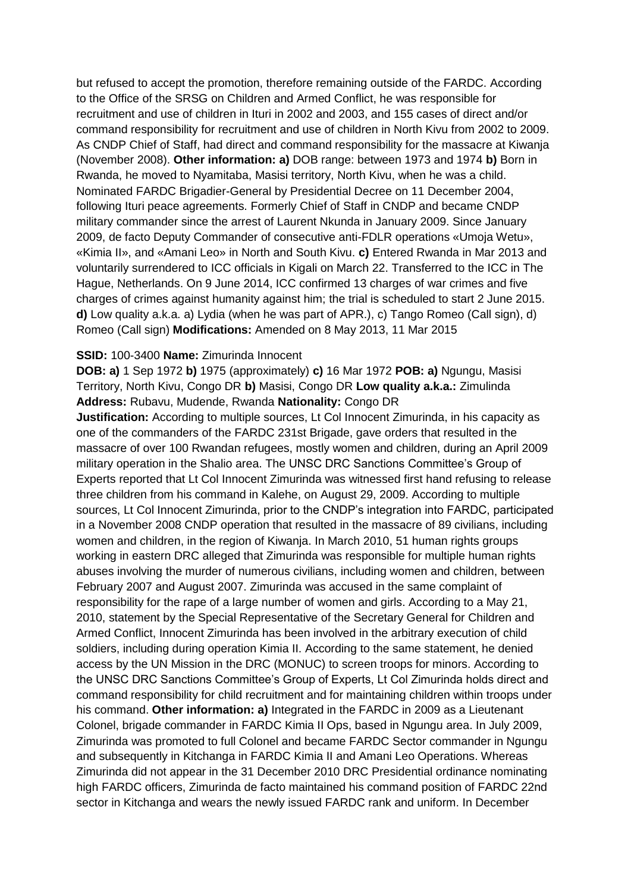but refused to accept the promotion, therefore remaining outside of the FARDC. According to the Office of the SRSG on Children and Armed Conflict, he was responsible for recruitment and use of children in Ituri in 2002 and 2003, and 155 cases of direct and/or command responsibility for recruitment and use of children in North Kivu from 2002 to 2009. As CNDP Chief of Staff, had direct and command responsibility for the massacre at Kiwanja (November 2008). **Other information: a)** DOB range: between 1973 and 1974 **b)** Born in Rwanda, he moved to Nyamitaba, Masisi territory, North Kivu, when he was a child. Nominated FARDC Brigadier-General by Presidential Decree on 11 December 2004, following Ituri peace agreements. Formerly Chief of Staff in CNDP and became CNDP military commander since the arrest of Laurent Nkunda in January 2009. Since January 2009, de facto Deputy Commander of consecutive anti-FDLR operations «Umoja Wetu», «Kimia II», and «Amani Leo» in North and South Kivu. **c)** Entered Rwanda in Mar 2013 and voluntarily surrendered to ICC officials in Kigali on March 22. Transferred to the ICC in The Hague, Netherlands. On 9 June 2014, ICC confirmed 13 charges of war crimes and five charges of crimes against humanity against him; the trial is scheduled to start 2 June 2015. **d)** Low quality a.k.a. a) Lydia (when he was part of APR.), c) Tango Romeo (Call sign), d) Romeo (Call sign) **Modifications:** Amended on 8 May 2013, 11 Mar 2015

**SSID:** 100-3400 **Name:** Zimurinda Innocent

**DOB: a)** 1 Sep 1972 **b)** 1975 (approximately) **c)** 16 Mar 1972 **POB: a)** Ngungu, Masisi Territory, North Kivu, Congo DR **b)** Masisi, Congo DR **Low quality a.k.a.:** Zimulinda **Address:** Rubavu, Mudende, Rwanda **Nationality:** Congo DR

**Justification:** According to multiple sources, Lt Col Innocent Zimurinda, in his capacity as one of the commanders of the FARDC 231st Brigade, gave orders that resulted in the massacre of over 100 Rwandan refugees, mostly women and children, during an April 2009 military operation in the Shalio area. The UNSC DRC Sanctions Committee's Group of Experts reported that Lt Col Innocent Zimurinda was witnessed first hand refusing to release three children from his command in Kalehe, on August 29, 2009. According to multiple sources, Lt Col Innocent Zimurinda, prior to the CNDP's integration into FARDC, participated in a November 2008 CNDP operation that resulted in the massacre of 89 civilians, including women and children, in the region of Kiwanja. In March 2010, 51 human rights groups working in eastern DRC alleged that Zimurinda was responsible for multiple human rights abuses involving the murder of numerous civilians, including women and children, between February 2007 and August 2007. Zimurinda was accused in the same complaint of responsibility for the rape of a large number of women and girls. According to a May 21, 2010, statement by the Special Representative of the Secretary General for Children and Armed Conflict, Innocent Zimurinda has been involved in the arbitrary execution of child soldiers, including during operation Kimia II. According to the same statement, he denied access by the UN Mission in the DRC (MONUC) to screen troops for minors. According to the UNSC DRC Sanctions Committee's Group of Experts, Lt Col Zimurinda holds direct and command responsibility for child recruitment and for maintaining children within troops under his command. **Other information: a)** Integrated in the FARDC in 2009 as a Lieutenant Colonel, brigade commander in FARDC Kimia II Ops, based in Ngungu area. In July 2009, Zimurinda was promoted to full Colonel and became FARDC Sector commander in Ngungu and subsequently in Kitchanga in FARDC Kimia II and Amani Leo Operations. Whereas Zimurinda did not appear in the 31 December 2010 DRC Presidential ordinance nominating high FARDC officers, Zimurinda de facto maintained his command position of FARDC 22nd sector in Kitchanga and wears the newly issued FARDC rank and uniform. In December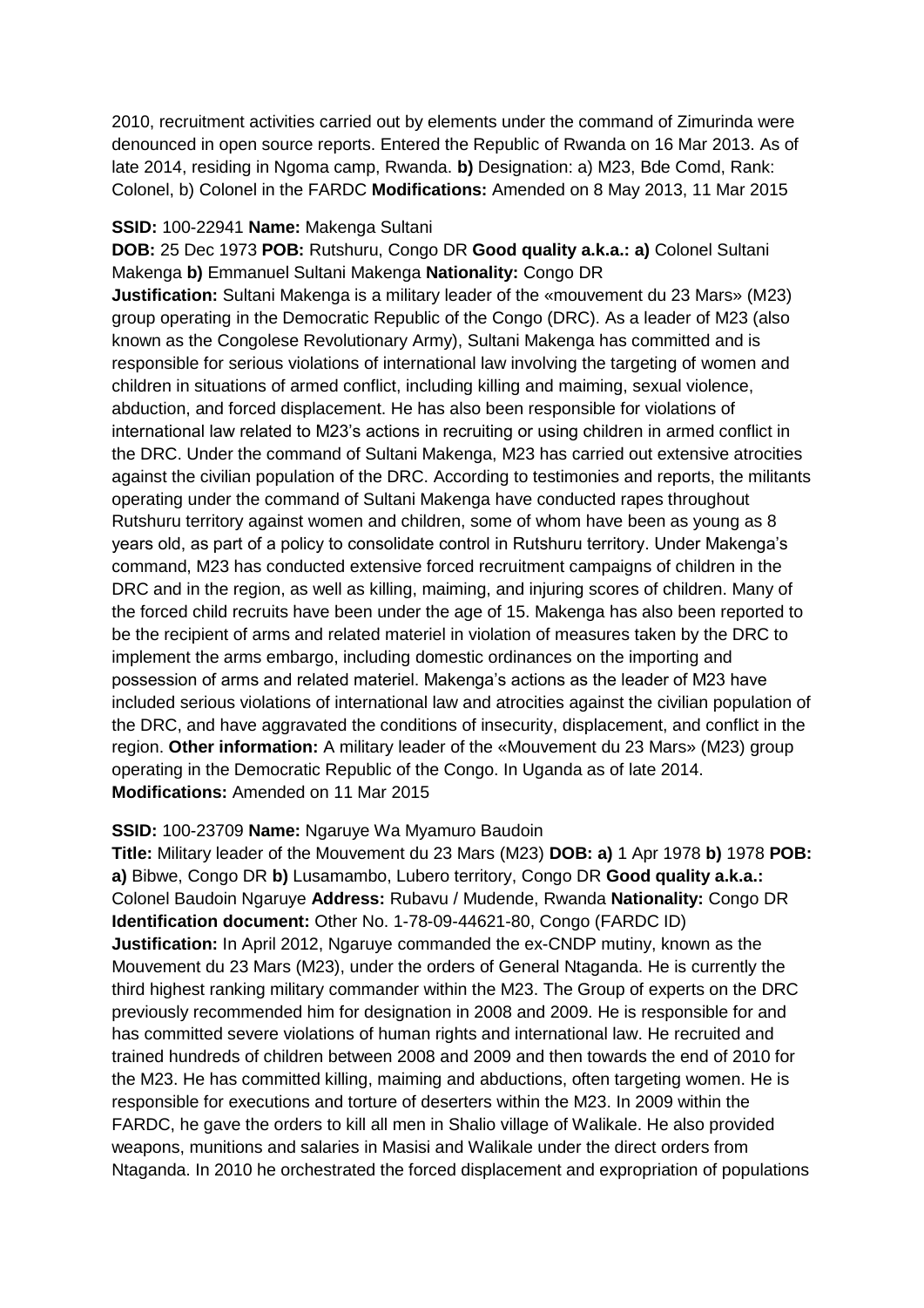2010, recruitment activities carried out by elements under the command of Zimurinda were denounced in open source reports. Entered the Republic of Rwanda on 16 Mar 2013. As of late 2014, residing in Ngoma camp, Rwanda. **b)** Designation: a) M23, Bde Comd, Rank: Colonel, b) Colonel in the FARDC **Modifications:** Amended on 8 May 2013, 11 Mar 2015

**SSID:** 100-22941 **Name:** Makenga Sultani

**DOB:** 25 Dec 1973 **POB:** Rutshuru, Congo DR **Good quality a.k.a.: a)** Colonel Sultani Makenga **b)** Emmanuel Sultani Makenga **Nationality:** Congo DR
**Justification:** Sultani Makenga is a military leader of the «mouvement du 23 Mars» (M23) group operating in the Democratic Republic of the Congo (DRC). As a leader of M23 (also known as the Congolese Revolutionary Army), Sultani Makenga has committed and is responsible for serious violations of international law involving the targeting of women and children in situations of armed conflict, including killing and maiming, sexual violence, abduction, and forced displacement. He has also been responsible for violations of international law related to M23's actions in recruiting or using children in armed conflict in the DRC. Under the command of Sultani Makenga, M23 has carried out extensive atrocities against the civilian population of the DRC. According to testimonies and reports, the militants operating under the command of Sultani Makenga have conducted rapes throughout Rutshuru territory against women and children, some of whom have been as young as 8 years old, as part of a policy to consolidate control in Rutshuru territory. Under Makenga's command, M23 has conducted extensive forced recruitment campaigns of children in the DRC and in the region, as well as killing, maiming, and injuring scores of children. Many of the forced child recruits have been under the age of 15. Makenga has also been reported to be the recipient of arms and related materiel in violation of measures taken by the DRC to implement the arms embargo, including domestic ordinances on the importing and possession of arms and related materiel. Makenga's actions as the leader of M23 have included serious violations of international law and atrocities against the civilian population of the DRC, and have aggravated the conditions of insecurity, displacement, and conflict in the region. **Other information:** A military leader of the «Mouvement du 23 Mars» (M23) group operating in the Democratic Republic of the Congo. In Uganda as of late 2014. **Modifications:** Amended on 11 Mar 2015

**SSID:** 100-23709 **Name:** Ngaruye Wa Myamuro Baudoin

**Title:** Military leader of the Mouvement du 23 Mars (M23) **DOB: a)** 1 Apr 1978 **b)** 1978 **POB: a)** Bibwe, Congo DR **b)** Lusamambo, Lubero territory, Congo DR **Good quality a.k.a.:** Colonel Baudoin Ngaruye **Address:** Rubavu / Mudende, Rwanda **Nationality:** Congo DR **Identification document:** Other No. 1-78-09-44621-80, Congo (FARDC ID)
**Justification:** In April 2012, Ngaruye commanded the ex-CNDP mutiny, known as the Mouvement du 23 Mars (M23), under the orders of General Ntaganda. He is currently the third highest ranking military commander within the M23. The Group of experts on the DRC previously recommended him for designation in 2008 and 2009. He is responsible for and has committed severe violations of human rights and international law. He recruited and trained hundreds of children between 2008 and 2009 and then towards the end of 2010 for the M23. He has committed killing, maiming and abductions, often targeting women. He is responsible for executions and torture of deserters within the M23. In 2009 within the FARDC, he gave the orders to kill all men in Shalio village of Walikale. He also provided weapons, munitions and salaries in Masisi and Walikale under the direct orders from Ntaganda. In 2010 he orchestrated the forced displacement and expropriation of populations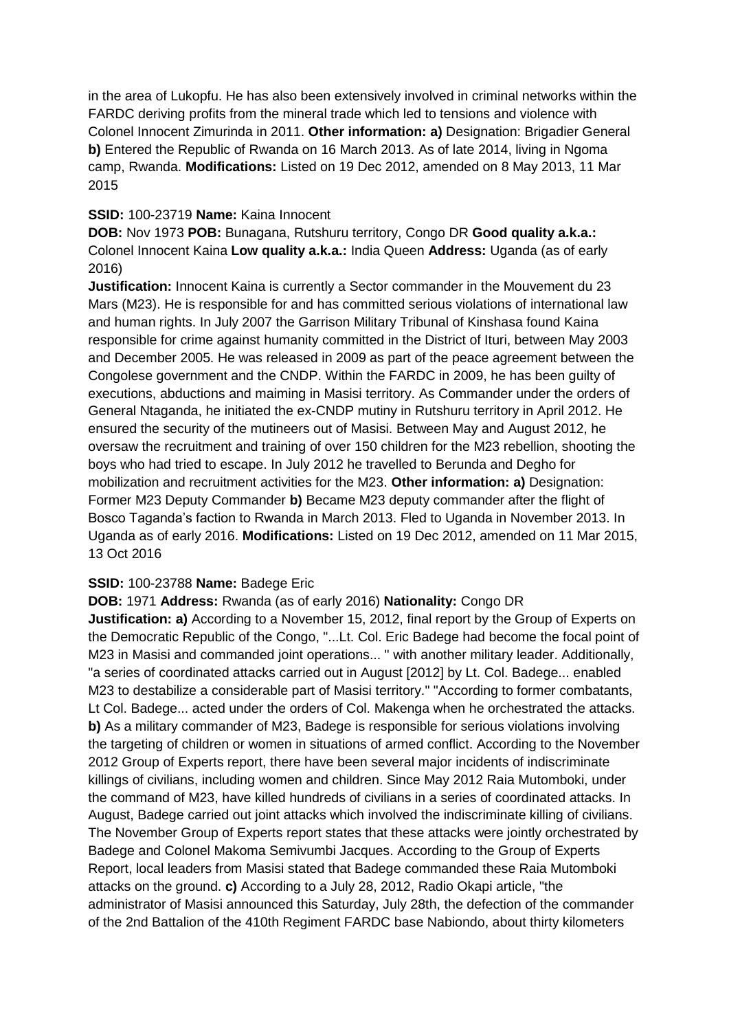in the area of Lukopfu. He has also been extensively involved in criminal networks within the FARDC deriving profits from the mineral trade which led to tensions and violence with Colonel Innocent Zimurinda in 2011. **Other information: a)** Designation: Brigadier General **b)** Entered the Republic of Rwanda on 16 March 2013. As of late 2014, living in Ngoma camp, Rwanda. **Modifications:** Listed on 19 Dec 2012, amended on 8 May 2013, 11 Mar 2015

**SSID:** 100-23719 **Name:** Kaina Innocent

**DOB:** Nov 1973 **POB:** Bunagana, Rutshuru territory, Congo DR **Good quality a.k.a.:** Colonel Innocent Kaina **Low quality a.k.a.:** India Queen **Address:** Uganda (as of early 2016)

**Justification:** Innocent Kaina is currently a Sector commander in the Mouvement du 23 Mars (M23). He is responsible for and has committed serious violations of international law and human rights. In July 2007 the Garrison Military Tribunal of Kinshasa found Kaina responsible for crime against humanity committed in the District of Ituri, between May 2003 and December 2005. He was released in 2009 as part of the peace agreement between the Congolese government and the CNDP. Within the FARDC in 2009, he has been guilty of executions, abductions and maiming in Masisi territory. As Commander under the orders of General Ntaganda, he initiated the ex-CNDP mutiny in Rutshuru territory in April 2012. He ensured the security of the mutineers out of Masisi. Between May and August 2012, he oversaw the recruitment and training of over 150 children for the M23 rebellion, shooting the boys who had tried to escape. In July 2012 he travelled to Berunda and Degho for mobilization and recruitment activities for the M23. **Other information: a)** Designation: Former M23 Deputy Commander **b)** Became M23 deputy commander after the flight of Bosco Taganda's faction to Rwanda in March 2013. Fled to Uganda in November 2013. In Uganda as of early 2016. **Modifications:** Listed on 19 Dec 2012, amended on 11 Mar 2015, 13 Oct 2016

**SSID:** 100-23788 **Name:** Badege Eric

**DOB:** 1971 **Address:** Rwanda (as of early 2016) **Nationality:** Congo DR

**Justification: a)** According to a November 15, 2012, final report by the Group of Experts on the Democratic Republic of the Congo, "...Lt. Col. Eric Badege had become the focal point of M23 in Masisi and commanded joint operations... " with another military leader. Additionally, "a series of coordinated attacks carried out in August [2012] by Lt. Col. Badege... enabled M23 to destabilize a considerable part of Masisi territory." "According to former combatants, Lt Col. Badege... acted under the orders of Col. Makenga when he orchestrated the attacks. **b)** As a military commander of M23, Badege is responsible for serious violations involving the targeting of children or women in situations of armed conflict. According to the November 2012 Group of Experts report, there have been several major incidents of indiscriminate killings of civilians, including women and children. Since May 2012 Raia Mutomboki, under the command of M23, have killed hundreds of civilians in a series of coordinated attacks. In August, Badege carried out joint attacks which involved the indiscriminate killing of civilians. The November Group of Experts report states that these attacks were jointly orchestrated by Badege and Colonel Makoma Semivumbi Jacques. According to the Group of Experts Report, local leaders from Masisi stated that Badege commanded these Raia Mutomboki attacks on the ground. **c)** According to a July 28, 2012, Radio Okapi article, "the administrator of Masisi announced this Saturday, July 28th, the defection of the commander of the 2nd Battalion of the 410th Regiment FARDC base Nabiondo, about thirty kilometers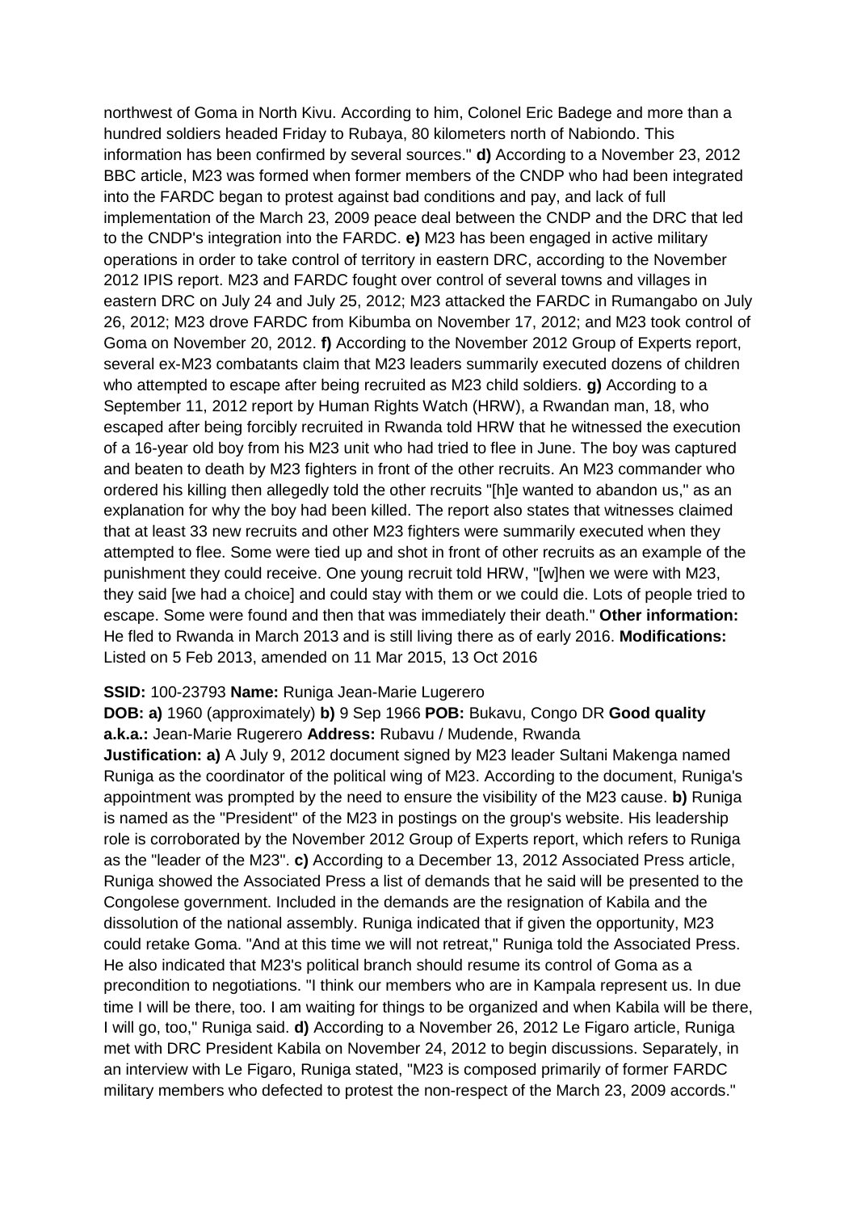northwest of Goma in North Kivu. According to him, Colonel Eric Badege and more than a hundred soldiers headed Friday to Rubaya, 80 kilometers north of Nabiondo. This information has been confirmed by several sources." **d)** According to a November 23, 2012 BBC article, M23 was formed when former members of the CNDP who had been integrated into the FARDC began to protest against bad conditions and pay, and lack of full implementation of the March 23, 2009 peace deal between the CNDP and the DRC that led to the CNDP's integration into the FARDC. **e)** M23 has been engaged in active military operations in order to take control of territory in eastern DRC, according to the November 2012 IPIS report. M23 and FARDC fought over control of several towns and villages in eastern DRC on July 24 and July 25, 2012; M23 attacked the FARDC in Rumangabo on July 26, 2012; M23 drove FARDC from Kibumba on November 17, 2012; and M23 took control of Goma on November 20, 2012. **f)** According to the November 2012 Group of Experts report, several ex-M23 combatants claim that M23 leaders summarily executed dozens of children who attempted to escape after being recruited as M23 child soldiers. **g)** According to a September 11, 2012 report by Human Rights Watch (HRW), a Rwandan man, 18, who escaped after being forcibly recruited in Rwanda told HRW that he witnessed the execution of a 16-year old boy from his M23 unit who had tried to flee in June. The boy was captured and beaten to death by M23 fighters in front of the other recruits. An M23 commander who ordered his killing then allegedly told the other recruits "[h]e wanted to abandon us," as an explanation for why the boy had been killed. The report also states that witnesses claimed that at least 33 new recruits and other M23 fighters were summarily executed when they attempted to flee. Some were tied up and shot in front of other recruits as an example of the punishment they could receive. One young recruit told HRW, "[w]hen we were with M23, they said [we had a choice] and could stay with them or we could die. Lots of people tried to escape. Some were found and then that was immediately their death." **Other information:** He fled to Rwanda in March 2013 and is still living there as of early 2016. **Modifications:** Listed on 5 Feb 2013, amended on 11 Mar 2015, 13 Oct 2016

**SSID:** 100-23793 **Name:** Runiga Jean-Marie Lugerero

**DOB: a)** 1960 (approximately) **b)** 9 Sep 1966 **POB:** Bukavu, Congo DR **Good quality a.k.a.:** Jean-Marie Rugerero **Address:** Rubavu / Mudende, Rwanda

**Justification: a)** A July 9, 2012 document signed by M23 leader Sultani Makenga named Runiga as the coordinator of the political wing of M23. According to the document, Runiga's appointment was prompted by the need to ensure the visibility of the M23 cause. **b)** Runiga is named as the "President" of the M23 in postings on the group's website. His leadership role is corroborated by the November 2012 Group of Experts report, which refers to Runiga as the "leader of the M23". **c)** According to a December 13, 2012 Associated Press article, Runiga showed the Associated Press a list of demands that he said will be presented to the Congolese government. Included in the demands are the resignation of Kabila and the dissolution of the national assembly. Runiga indicated that if given the opportunity, M23 could retake Goma. "And at this time we will not retreat," Runiga told the Associated Press. He also indicated that M23's political branch should resume its control of Goma as a precondition to negotiations. "I think our members who are in Kampala represent us. In due time I will be there, too. I am waiting for things to be organized and when Kabila will be there, I will go, too," Runiga said. **d)** According to a November 26, 2012 Le Figaro article, Runiga met with DRC President Kabila on November 24, 2012 to begin discussions. Separately, in an interview with Le Figaro, Runiga stated, "M23 is composed primarily of former FARDC military members who defected to protest the non-respect of the March 23, 2009 accords."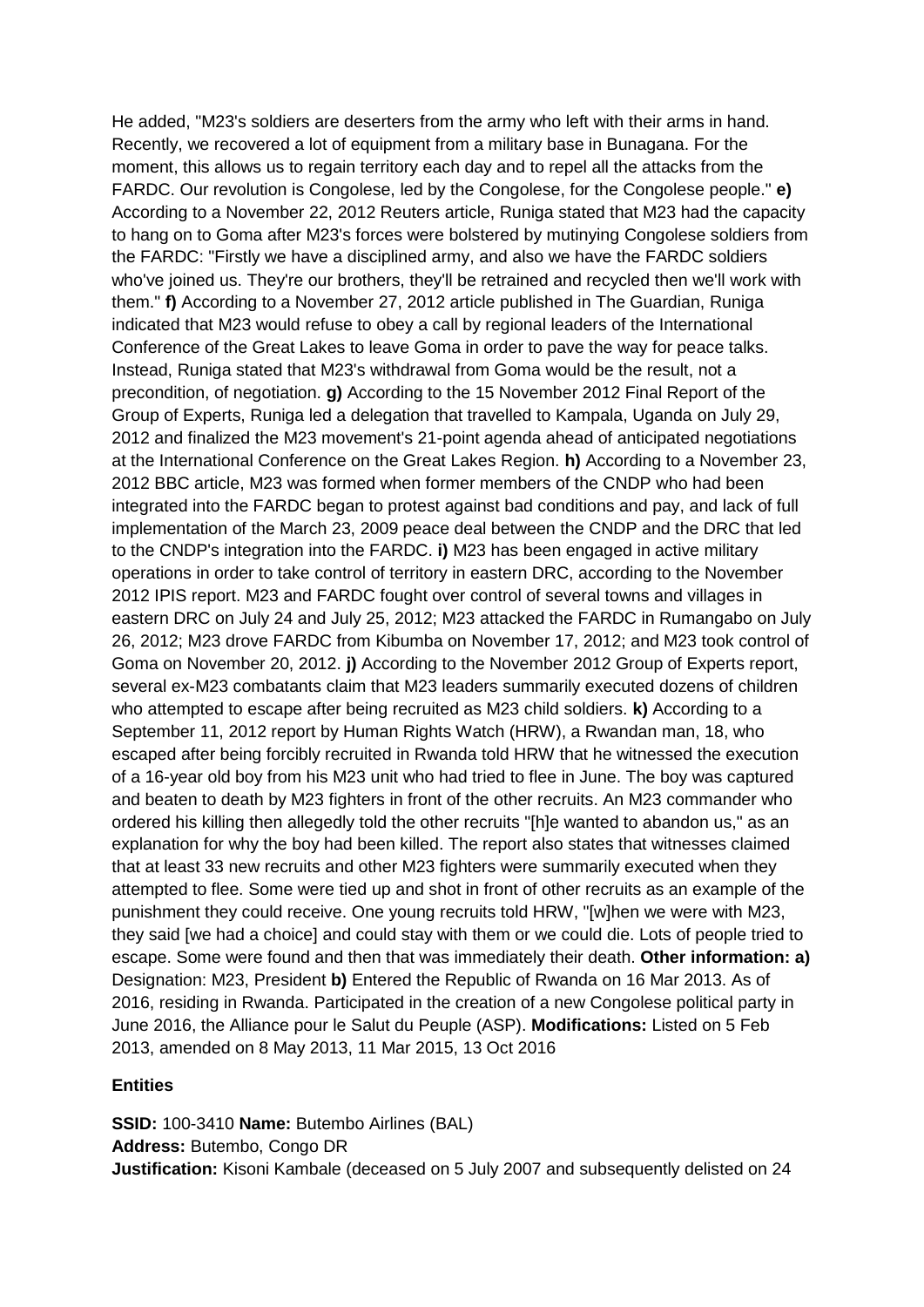He added, "M23's soldiers are deserters from the army who left with their arms in hand. Recently, we recovered a lot of equipment from a military base in Bunagana. For the moment, this allows us to regain territory each day and to repel all the attacks from the FARDC. Our revolution is Congolese, led by the Congolese, for the Congolese people." **e)** According to a November 22, 2012 Reuters article, Runiga stated that M23 had the capacity to hang on to Goma after M23's forces were bolstered by mutinying Congolese soldiers from the FARDC: "Firstly we have a disciplined army, and also we have the FARDC soldiers who've joined us. They're our brothers, they'll be retrained and recycled then we'll work with them." **f)** According to a November 27, 2012 article published in The Guardian, Runiga indicated that M23 would refuse to obey a call by regional leaders of the International Conference of the Great Lakes to leave Goma in order to pave the way for peace talks. Instead, Runiga stated that M23's withdrawal from Goma would be the result, not a precondition, of negotiation. **g)** According to the 15 November 2012 Final Report of the Group of Experts, Runiga led a delegation that travelled to Kampala, Uganda on July 29, 2012 and finalized the M23 movement's 21-point agenda ahead of anticipated negotiations at the International Conference on the Great Lakes Region. **h)** According to a November 23, 2012 BBC article, M23 was formed when former members of the CNDP who had been integrated into the FARDC began to protest against bad conditions and pay, and lack of full implementation of the March 23, 2009 peace deal between the CNDP and the DRC that led to the CNDP's integration into the FARDC. **i)** M23 has been engaged in active military operations in order to take control of territory in eastern DRC, according to the November 2012 IPIS report. M23 and FARDC fought over control of several towns and villages in eastern DRC on July 24 and July 25, 2012; M23 attacked the FARDC in Rumangabo on July 26, 2012; M23 drove FARDC from Kibumba on November 17, 2012; and M23 took control of Goma on November 20, 2012. **j)** According to the November 2012 Group of Experts report, several ex-M23 combatants claim that M23 leaders summarily executed dozens of children who attempted to escape after being recruited as M23 child soldiers. **k)** According to a September 11, 2012 report by Human Rights Watch (HRW), a Rwandan man, 18, who escaped after being forcibly recruited in Rwanda told HRW that he witnessed the execution of a 16-year old boy from his M23 unit who had tried to flee in June. The boy was captured and beaten to death by M23 fighters in front of the other recruits. An M23 commander who ordered his killing then allegedly told the other recruits "[h]e wanted to abandon us," as an explanation for why the boy had been killed. The report also states that witnesses claimed that at least 33 new recruits and other M23 fighters were summarily executed when they attempted to flee. Some were tied up and shot in front of other recruits as an example of the punishment they could receive. One young recruits told HRW, "[w]hen we were with M23, they said [we had a choice] and could stay with them or we could die. Lots of people tried to escape. Some were found and then that was immediately their death. **Other information: a)** Designation: M23, President **b)** Entered the Republic of Rwanda on 16 Mar 2013. As of 2016, residing in Rwanda. Participated in the creation of a new Congolese political party in June 2016, the Alliance pour le Salut du Peuple (ASP). **Modifications:** Listed on 5 Feb 2013, amended on 8 May 2013, 11 Mar 2015, 13 Oct 2016

### Entities

**SSID:** 100-3410 **Name:** Butembo Airlines (BAL)
**Address:** Butembo, Congo DR
**Justification:** Kisoni Kambale (deceased on 5 July 2007 and subsequently delisted on 24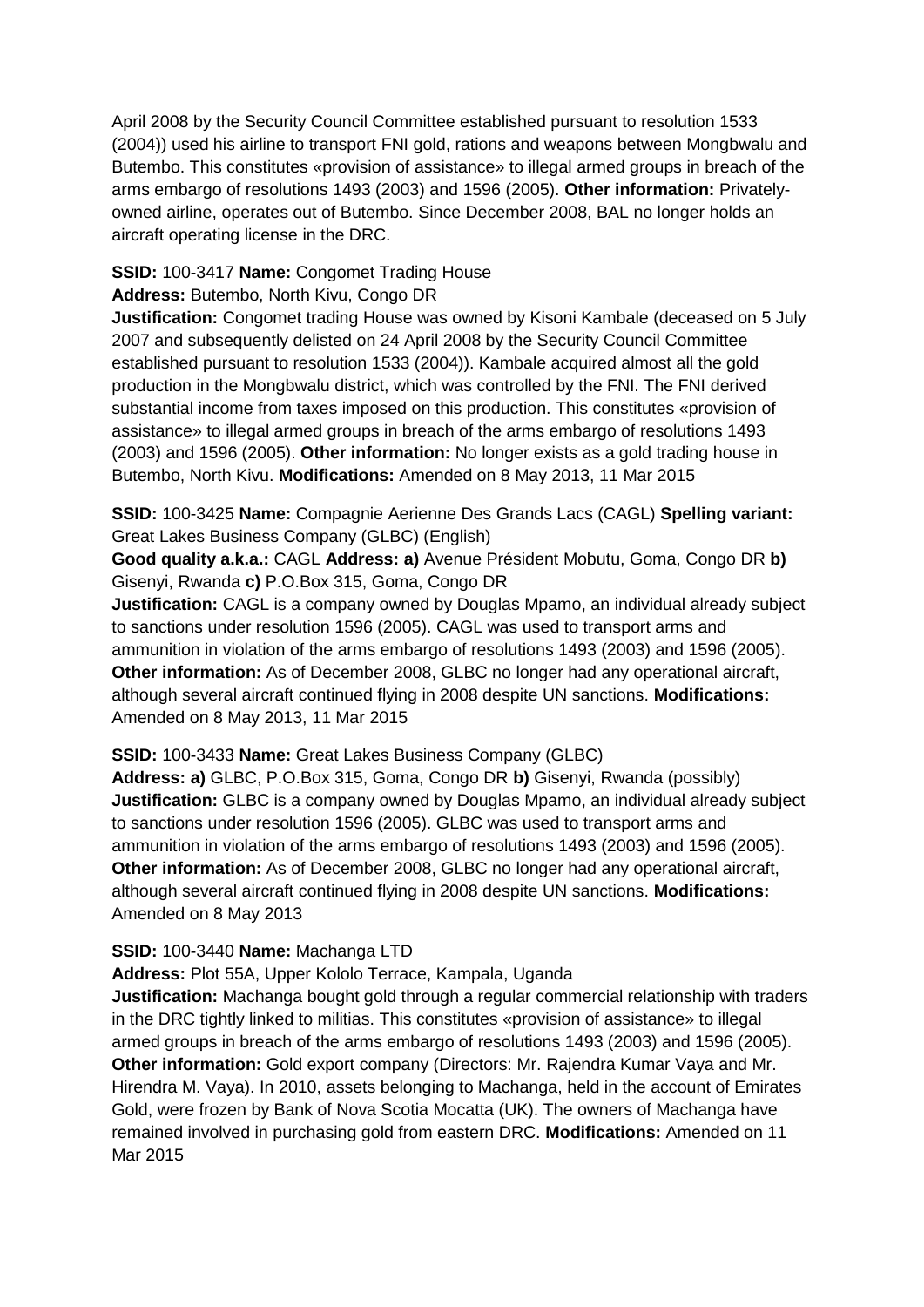April 2008 by the Security Council Committee established pursuant to resolution 1533 (2004)) used his airline to transport FNI gold, rations and weapons between Mongbwalu and Butembo. This constitutes «provision of assistance» to illegal armed groups in breach of the arms embargo of resolutions 1493 (2003) and 1596 (2005). **Other information:** Privately-owned airline, operates out of Butembo. Since December 2008, BAL no longer holds an aircraft operating license in the DRC.

**SSID:** 100-3417 **Name:** Congomet Trading House
**Address:** Butembo, North Kivu, Congo DR
**Justification:** Congomet trading House was owned by Kisoni Kambale (deceased on 5 July 2007 and subsequently delisted on 24 April 2008 by the Security Council Committee established pursuant to resolution 1533 (2004)). Kambale acquired almost all the gold production in the Mongbwalu district, which was controlled by the FNI. The FNI derived substantial income from taxes imposed on this production. This constitutes «provision of assistance» to illegal armed groups in breach of the arms embargo of resolutions 1493 (2003) and 1596 (2005). **Other information:** No longer exists as a gold trading house in Butembo, North Kivu. **Modifications:** Amended on 8 May 2013, 11 Mar 2015

**SSID:** 100-3425 **Name:** Compagnie Aerienne Des Grands Lacs (CAGL) **Spelling variant:** Great Lakes Business Company (GLBC) (English)
**Good quality a.k.a.:** CAGL **Address: a)** Avenue Président Mobutu, Goma, Congo DR **b)** Gisenyi, Rwanda **c)** P.O.Box 315, Goma, Congo DR
**Justification:** CAGL is a company owned by Douglas Mpamo, an individual already subject to sanctions under resolution 1596 (2005). CAGL was used to transport arms and ammunition in violation of the arms embargo of resolutions 1493 (2003) and 1596 (2005). **Other information:** As of December 2008, GLBC no longer had any operational aircraft, although several aircraft continued flying in 2008 despite UN sanctions. **Modifications:** Amended on 8 May 2013, 11 Mar 2015

**SSID:** 100-3433 **Name:** Great Lakes Business Company (GLBC)
**Address: a)** GLBC, P.O.Box 315, Goma, Congo DR **b)** Gisenyi, Rwanda (possibly)
**Justification:** GLBC is a company owned by Douglas Mpamo, an individual already subject to sanctions under resolution 1596 (2005). GLBC was used to transport arms and ammunition in violation of the arms embargo of resolutions 1493 (2003) and 1596 (2005). **Other information:** As of December 2008, GLBC no longer had any operational aircraft, although several aircraft continued flying in 2008 despite UN sanctions. **Modifications:** Amended on 8 May 2013

**SSID:** 100-3440 **Name:** Machanga LTD
**Address:** Plot 55A, Upper Kololo Terrace, Kampala, Uganda
**Justification:** Machanga bought gold through a regular commercial relationship with traders in the DRC tightly linked to militias. This constitutes «provision of assistance» to illegal armed groups in breach of the arms embargo of resolutions 1493 (2003) and 1596 (2005). **Other information:** Gold export company (Directors: Mr. Rajendra Kumar Vaya and Mr. Hirendra M. Vaya). In 2010, assets belonging to Machanga, held in the account of Emirates Gold, were frozen by Bank of Nova Scotia Mocatta (UK). The owners of Machanga have remained involved in purchasing gold from eastern DRC. **Modifications:** Amended on 11 Mar 2015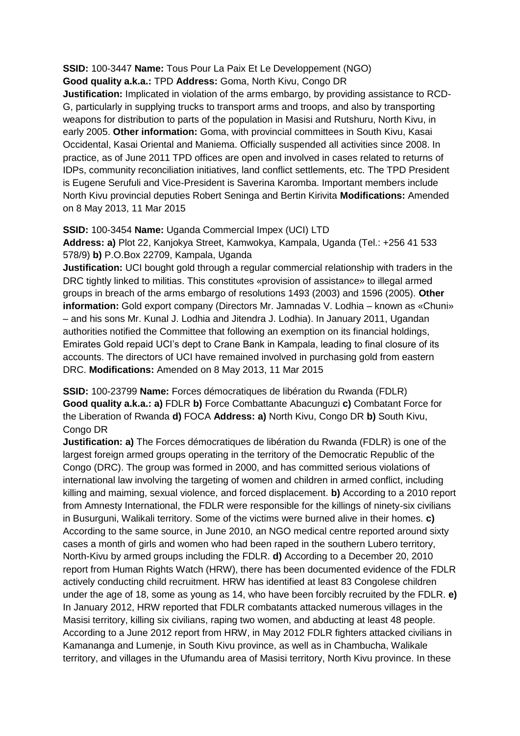**SSID:** 100-3447 **Name:** Tous Pour La Paix Et Le Developpement (NGO)
**Good quality a.k.a.:** TPD **Address:** Goma, North Kivu, Congo DR
**Justification:** Implicated in violation of the arms embargo, by providing assistance to RCD-G, particularly in supplying trucks to transport arms and troops, and also by transporting weapons for distribution to parts of the population in Masisi and Rutshuru, North Kivu, in early 2005. **Other information:** Goma, with provincial committees in South Kivu, Kasai Occidental, Kasai Oriental and Maniema. Officially suspended all activities since 2008. In practice, as of June 2011 TPD offices are open and involved in cases related to returns of IDPs, community reconciliation initiatives, land conflict settlements, etc. The TPD President is Eugene Serufuli and Vice-President is Saverina Karomba. Important members include North Kivu provincial deputies Robert Seninga and Bertin Kirivita **Modifications:** Amended on 8 May 2013, 11 Mar 2015

**SSID:** 100-3454 **Name:** Uganda Commercial Impex (UCI) LTD
**Address: a)** Plot 22, Kanjokya Street, Kamwokya, Kampala, Uganda (Tel.: +256 41 533 578/9) **b)** P.O.Box 22709, Kampala, Uganda
**Justification:** UCI bought gold through a regular commercial relationship with traders in the DRC tightly linked to militias. This constitutes «provision of assistance» to illegal armed groups in breach of the arms embargo of resolutions 1493 (2003) and 1596 (2005). **Other information:** Gold export company (Directors Mr. Jamnadas V. Lodhia – known as «Chuni» – and his sons Mr. Kunal J. Lodhia and Jitendra J. Lodhia). In January 2011, Ugandan authorities notified the Committee that following an exemption on its financial holdings, Emirates Gold repaid UCI's dept to Crane Bank in Kampala, leading to final closure of its accounts. The directors of UCI have remained involved in purchasing gold from eastern DRC. **Modifications:** Amended on 8 May 2013, 11 Mar 2015

**SSID:** 100-23799 **Name:** Forces démocratiques de libération du Rwanda (FDLR)
**Good quality a.k.a.: a)** FDLR **b)** Force Combattante Abacunguzi **c)** Combatant Force for the Liberation of Rwanda **d)** FOCA **Address: a)** North Kivu, Congo DR **b)** South Kivu, Congo DR
**Justification: a)** The Forces démocratiques de libération du Rwanda (FDLR) is one of the largest foreign armed groups operating in the territory of the Democratic Republic of the Congo (DRC). The group was formed in 2000, and has committed serious violations of international law involving the targeting of women and children in armed conflict, including killing and maiming, sexual violence, and forced displacement. **b)** According to a 2010 report from Amnesty International, the FDLR were responsible for the killings of ninety-six civilians in Busurguni, Walikali territory. Some of the victims were burned alive in their homes. **c)** According to the same source, in June 2010, an NGO medical centre reported around sixty cases a month of girls and women who had been raped in the southern Lubero territory, North-Kivu by armed groups including the FDLR. **d)** According to a December 20, 2010 report from Human Rights Watch (HRW), there has been documented evidence of the FDLR actively conducting child recruitment. HRW has identified at least 83 Congolese children under the age of 18, some as young as 14, who have been forcibly recruited by the FDLR. **e)** In January 2012, HRW reported that FDLR combatants attacked numerous villages in the Masisi territory, killing six civilians, raping two women, and abducting at least 48 people. According to a June 2012 report from HRW, in May 2012 FDLR fighters attacked civilians in Kamananga and Lumenje, in South Kivu province, as well as in Chambucha, Walikale territory, and villages in the Ufumandu area of Masisi territory, North Kivu province. In these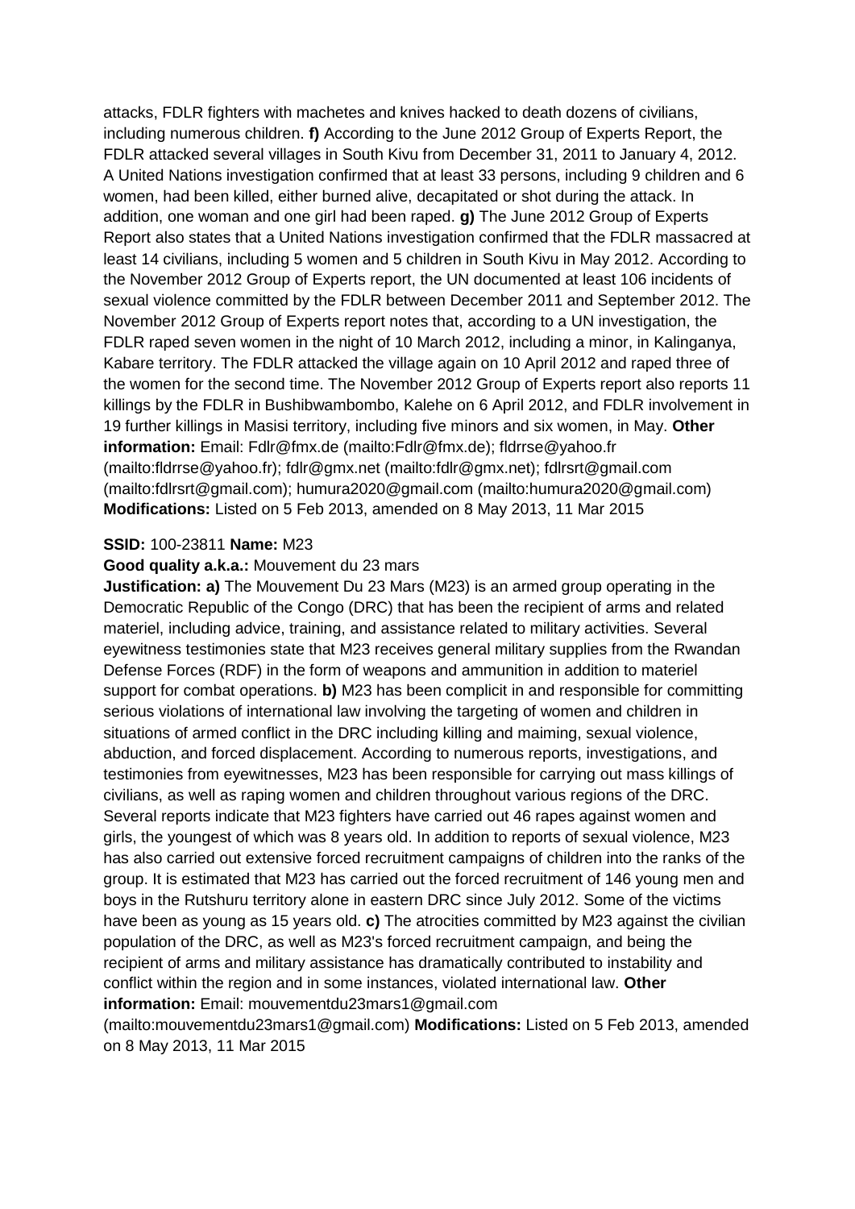attacks, FDLR fighters with machetes and knives hacked to death dozens of civilians, including numerous children. **f)** According to the June 2012 Group of Experts Report, the FDLR attacked several villages in South Kivu from December 31, 2011 to January 4, 2012. A United Nations investigation confirmed that at least 33 persons, including 9 children and 6 women, had been killed, either burned alive, decapitated or shot during the attack. In addition, one woman and one girl had been raped. **g)** The June 2012 Group of Experts Report also states that a United Nations investigation confirmed that the FDLR massacred at least 14 civilians, including 5 women and 5 children in South Kivu in May 2012. According to the November 2012 Group of Experts report, the UN documented at least 106 incidents of sexual violence committed by the FDLR between December 2011 and September 2012. The November 2012 Group of Experts report notes that, according to a UN investigation, the FDLR raped seven women in the night of 10 March 2012, including a minor, in Kalinganya, Kabare territory. The FDLR attacked the village again on 10 April 2012 and raped three of the women for the second time. The November 2012 Group of Experts report also reports 11 killings by the FDLR in Bushibwambombo, Kalehe on 6 April 2012, and FDLR involvement in 19 further killings in Masisi territory, including five minors and six women, in May. **Other information:** Email: Fdlr@fmx.de (mailto:Fdlr@fmx.de); fldrrse@yahoo.fr (mailto:fldrrse@yahoo.fr); fdlr@gmx.net (mailto:fdlr@gmx.net); fdlrsrt@gmail.com (mailto:fdlrsrt@gmail.com); humura2020@gmail.com (mailto:humura2020@gmail.com) **Modifications:** Listed on 5 Feb 2013, amended on 8 May 2013, 11 Mar 2015

**SSID:** 100-23811 **Name:** M23

**Good quality a.k.a.:** Mouvement du 23 mars

**Justification: a)** The Mouvement Du 23 Mars (M23) is an armed group operating in the Democratic Republic of the Congo (DRC) that has been the recipient of arms and related materiel, including advice, training, and assistance related to military activities. Several eyewitness testimonies state that M23 receives general military supplies from the Rwandan Defense Forces (RDF) in the form of weapons and ammunition in addition to materiel support for combat operations. **b)** M23 has been complicit in and responsible for committing serious violations of international law involving the targeting of women and children in situations of armed conflict in the DRC including killing and maiming, sexual violence, abduction, and forced displacement. According to numerous reports, investigations, and testimonies from eyewitnesses, M23 has been responsible for carrying out mass killings of civilians, as well as raping women and children throughout various regions of the DRC. Several reports indicate that M23 fighters have carried out 46 rapes against women and girls, the youngest of which was 8 years old. In addition to reports of sexual violence, M23 has also carried out extensive forced recruitment campaigns of children into the ranks of the group. It is estimated that M23 has carried out the forced recruitment of 146 young men and boys in the Rutshuru territory alone in eastern DRC since July 2012. Some of the victims have been as young as 15 years old. **c)** The atrocities committed by M23 against the civilian population of the DRC, as well as M23's forced recruitment campaign, and being the recipient of arms and military assistance has dramatically contributed to instability and conflict within the region and in some instances, violated international law. **Other information:** Email: mouvementdu23mars1@gmail.com (mailto:mouvementdu23mars1@gmail.com) **Modifications:** Listed on 5 Feb 2013, amended on 8 May 2013, 11 Mar 2015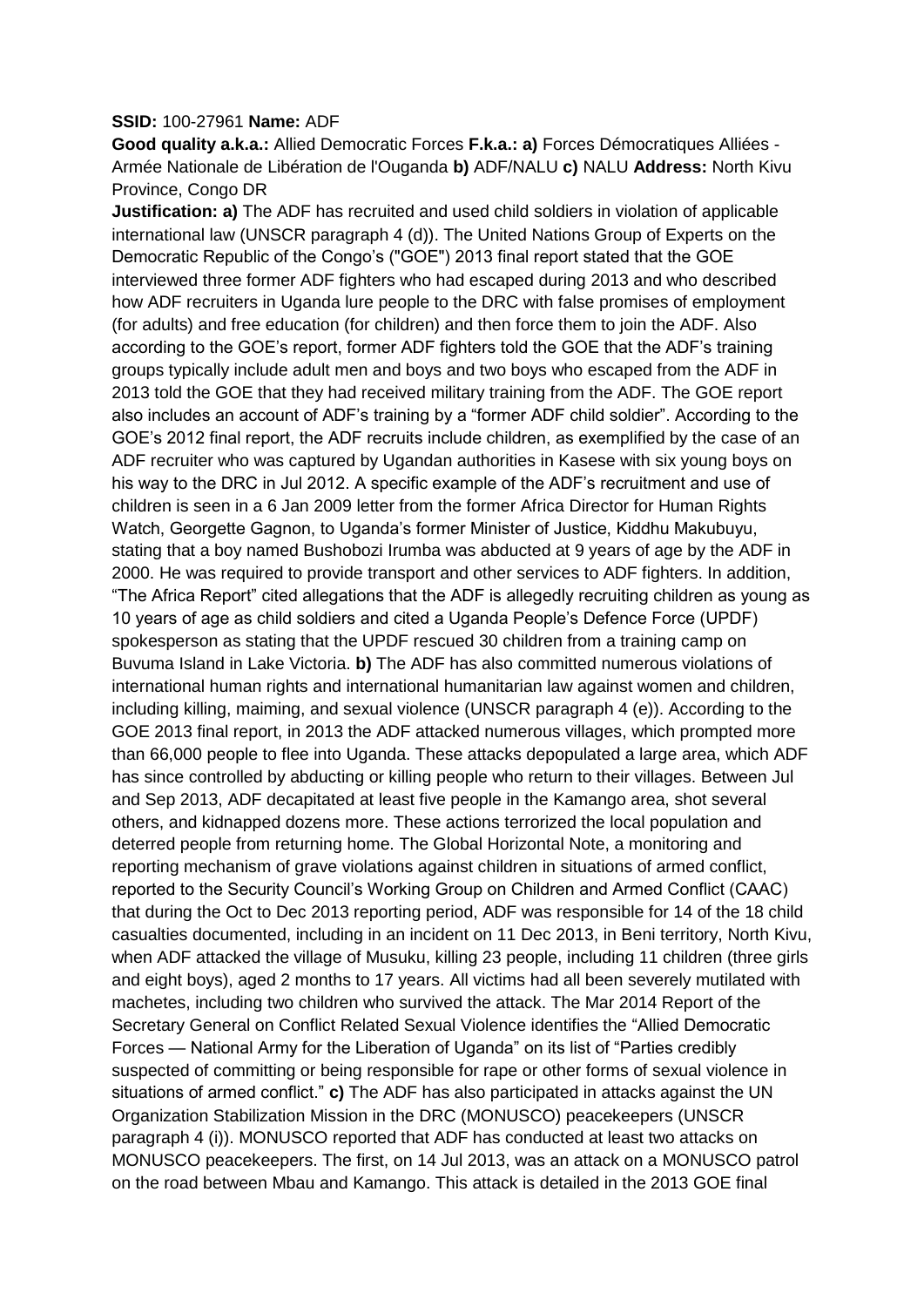**SSID:** 100-27961 **Name:** ADF

**Good quality a.k.a.:** Allied Democratic Forces **F.k.a.: a)** Forces Démocratiques Alliées - Armée Nationale de Libération de l'Ouganda **b)** ADF/NALU **c)** NALU **Address:** North Kivu Province, Congo DR

**Justification: a)** The ADF has recruited and used child soldiers in violation of applicable international law (UNSCR paragraph 4 (d)). The United Nations Group of Experts on the Democratic Republic of the Congo's ("GOE") 2013 final report stated that the GOE interviewed three former ADF fighters who had escaped during 2013 and who described how ADF recruiters in Uganda lure people to the DRC with false promises of employment (for adults) and free education (for children) and then force them to join the ADF. Also according to the GOE's report, former ADF fighters told the GOE that the ADF's training groups typically include adult men and boys and two boys who escaped from the ADF in 2013 told the GOE that they had received military training from the ADF. The GOE report also includes an account of ADF's training by a "former ADF child soldier". According to the GOE's 2012 final report, the ADF recruits include children, as exemplified by the case of an ADF recruiter who was captured by Ugandan authorities in Kasese with six young boys on his way to the DRC in Jul 2012. A specific example of the ADF's recruitment and use of children is seen in a 6 Jan 2009 letter from the former Africa Director for Human Rights Watch, Georgette Gagnon, to Uganda's former Minister of Justice, Kiddhu Makubuyu, stating that a boy named Bushobozi Irumba was abducted at 9 years of age by the ADF in 2000. He was required to provide transport and other services to ADF fighters. In addition, "The Africa Report" cited allegations that the ADF is allegedly recruiting children as young as 10 years of age as child soldiers and cited a Uganda People's Defence Force (UPDF) spokesperson as stating that the UPDF rescued 30 children from a training camp on Buvuma Island in Lake Victoria. **b)** The ADF has also committed numerous violations of international human rights and international humanitarian law against women and children, including killing, maiming, and sexual violence (UNSCR paragraph 4 (e)). According to the GOE 2013 final report, in 2013 the ADF attacked numerous villages, which prompted more than 66,000 people to flee into Uganda. These attacks depopulated a large area, which ADF has since controlled by abducting or killing people who return to their villages. Between Jul and Sep 2013, ADF decapitated at least five people in the Kamango area, shot several others, and kidnapped dozens more. These actions terrorized the local population and deterred people from returning home. The Global Horizontal Note, a monitoring and reporting mechanism of grave violations against children in situations of armed conflict, reported to the Security Council's Working Group on Children and Armed Conflict (CAAC) that during the Oct to Dec 2013 reporting period, ADF was responsible for 14 of the 18 child casualties documented, including in an incident on 11 Dec 2013, in Beni territory, North Kivu, when ADF attacked the village of Musuku, killing 23 people, including 11 children (three girls and eight boys), aged 2 months to 17 years. All victims had all been severely mutilated with machetes, including two children who survived the attack. The Mar 2014 Report of the Secretary General on Conflict Related Sexual Violence identifies the "Allied Democratic Forces — National Army for the Liberation of Uganda" on its list of "Parties credibly suspected of committing or being responsible for rape or other forms of sexual violence in situations of armed conflict." **c)** The ADF has also participated in attacks against the UN Organization Stabilization Mission in the DRC (MONUSCO) peacekeepers (UNSCR paragraph 4 (i)). MONUSCO reported that ADF has conducted at least two attacks on MONUSCO peacekeepers. The first, on 14 Jul 2013, was an attack on a MONUSCO patrol on the road between Mbau and Kamango. This attack is detailed in the 2013 GOE final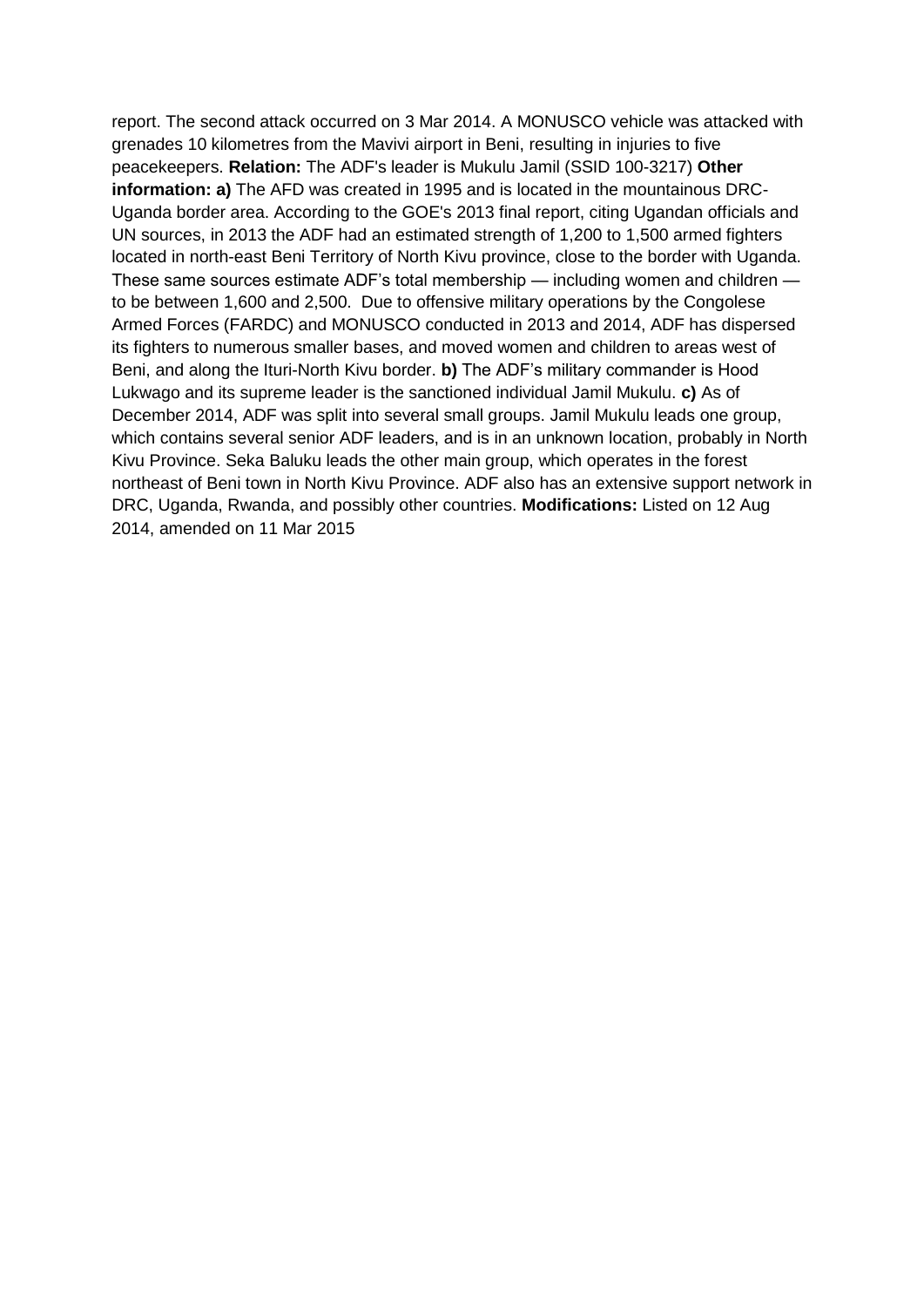report. The second attack occurred on 3 Mar 2014. A MONUSCO vehicle was attacked with grenades 10 kilometres from the Mavivi airport in Beni, resulting in injuries to five peacekeepers. **Relation:** The ADF's leader is Mukulu Jamil (SSID 100-3217) **Other information: a)** The AFD was created in 1995 and is located in the mountainous DRC-Uganda border area. According to the GOE's 2013 final report, citing Ugandan officials and UN sources, in 2013 the ADF had an estimated strength of 1,200 to 1,500 armed fighters located in north-east Beni Territory of North Kivu province, close to the border with Uganda. These same sources estimate ADF's total membership — including women and children — to be between 1,600 and 2,500. Due to offensive military operations by the Congolese Armed Forces (FARDC) and MONUSCO conducted in 2013 and 2014, ADF has dispersed its fighters to numerous smaller bases, and moved women and children to areas west of Beni, and along the Ituri-North Kivu border. **b)** The ADF's military commander is Hood Lukwago and its supreme leader is the sanctioned individual Jamil Mukulu. **c)** As of December 2014, ADF was split into several small groups. Jamil Mukulu leads one group, which contains several senior ADF leaders, and is in an unknown location, probably in North Kivu Province. Seka Baluku leads the other main group, which operates in the forest northeast of Beni town in North Kivu Province. ADF also has an extensive support network in DRC, Uganda, Rwanda, and possibly other countries. **Modifications:** Listed on 12 Aug 2014, amended on 11 Mar 2015